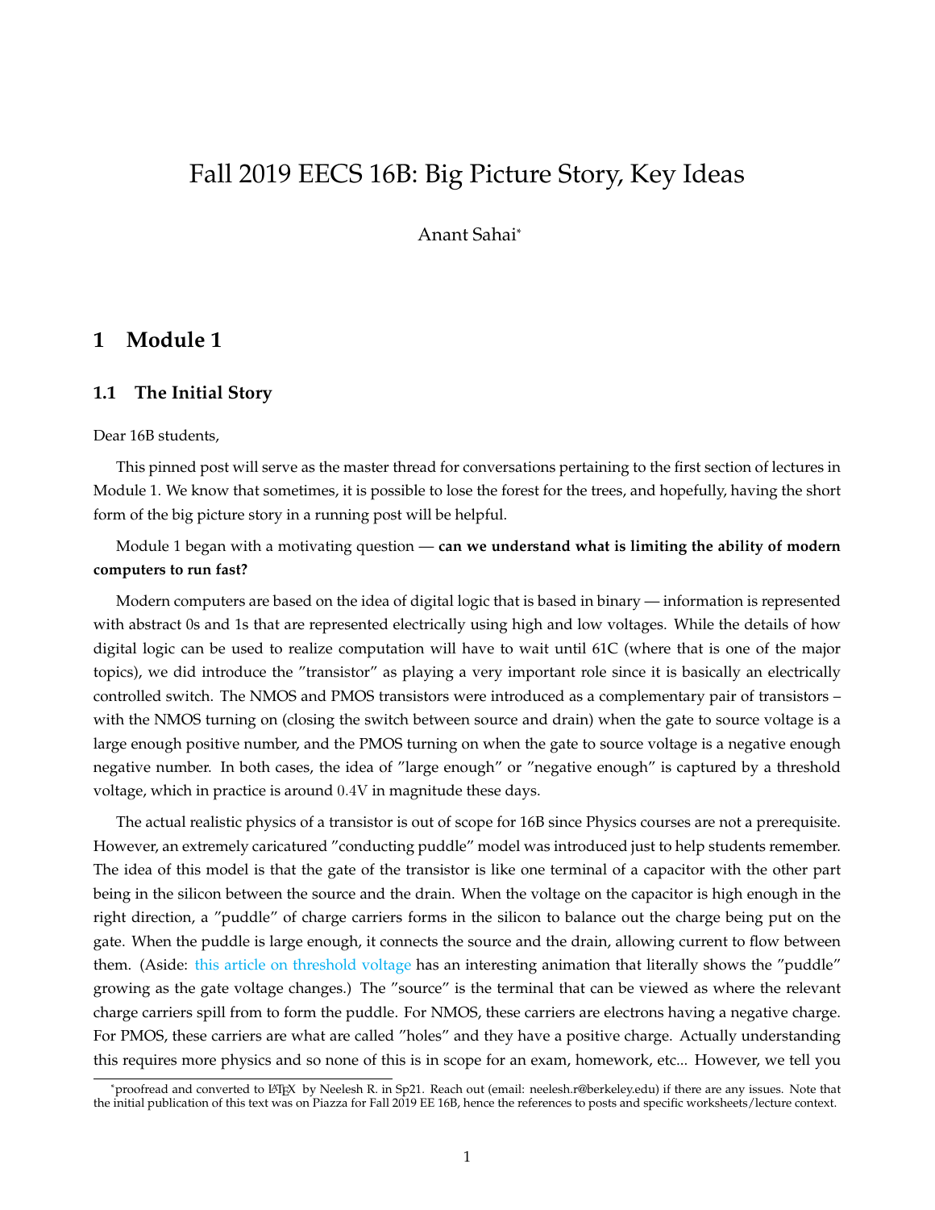# Fall 2019 EECS 16B: Big Picture Story, Key Ideas

Anant Sahai*

## 1 Module 1

### 1.1 The Initial Story

Dear 16B students,

This pinned post will serve as the master thread for conversations pertaining to the first section of lectures in Module 1. We know that sometimes, it is possible to lose the forest for the trees, and hopefully, having the short form of the big picture story in a running post will be helpful.

Module 1 began with a motivating question — **can we understand what is limiting the ability of modern computers to run fast?**

Modern computers are based on the idea of digital logic that is based in binary — information is represented with abstract 0s and 1s that are represented electrically using high and low voltages. While the details of how digital logic can be used to realize computation will have to wait until 61C (where that is one of the major topics), we did introduce the "transistor" as playing a very important role since it is basically an electrically controlled switch. The NMOS and PMOS transistors were introduced as a complementary pair of transistors – with the NMOS turning on (closing the switch between source and drain) when the gate to source voltage is a large enough positive number, and the PMOS turning on when the gate to source voltage is a negative enough negative number. In both cases, the idea of "large enough" or "negative enough" is captured by a threshold voltage, which in practice is around $0.4\text{V}$ in magnitude these days.

The actual realistic physics of a transistor is out of scope for 16B since Physics courses are not a prerequisite. However, an extremely caricatured "conducting puddle" model was introduced just to help students remember. The idea of this model is that the gate of the transistor is like one terminal of a capacitor with the other part being in the silicon between the source and the drain. When the voltage on the capacitor is high enough in the right direction, a "puddle" of charge carriers forms in the silicon to balance out the charge being put on the gate. When the puddle is large enough, it connects the source and the drain, allowing current to flow between them. (Aside: this article on threshold voltage has an interesting animation that literally shows the "puddle" growing as the gate voltage changes.) The "source" is the terminal that can be viewed as where the relevant charge carriers spill from to form the puddle. For NMOS, these carriers are electrons having a negative charge. For PMOS, these carriers are what are called "holes" and they have a positive charge. Actually understanding this requires more physics and so none of this is in scope for an exam, homework, etc... However, we tell you

*proofread and converted to LaTeX by Neelesh R. in Sp21. Reach out (email: neelesh.r@berkeley.edu) if there are any issues. Note that the initial publication of this text was on Piazza for Fall 2019 EE 16B, hence the references to posts and specific worksheets/lecture context.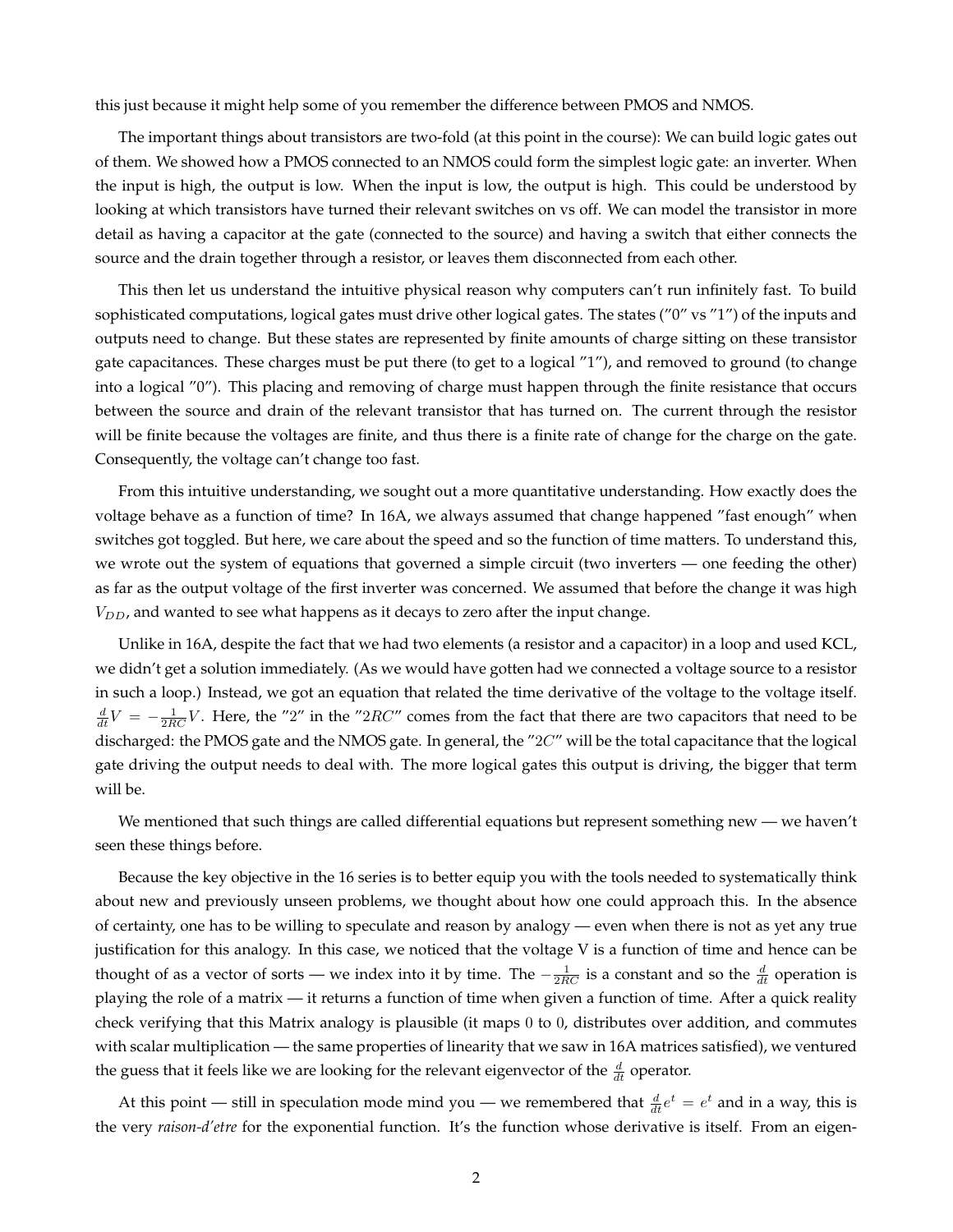this just because it might help some of you remember the difference between PMOS and NMOS.

The important things about transistors are two-fold (at this point in the course): We can build logic gates out of them. We showed how a PMOS connected to an NMOS could form the simplest logic gate: an inverter. When the input is high, the output is low. When the input is low, the output is high. This could be understood by looking at which transistors have turned their relevant switches on vs off. We can model the transistor in more detail as having a capacitor at the gate (connected to the source) and having a switch that either connects the source and the drain together through a resistor, or leaves them disconnected from each other.

This then let us understand the intuitive physical reason why computers can't run infinitely fast. To build sophisticated computations, logical gates must drive other logical gates. The states ("0" vs "1") of the inputs and outputs need to change. But these states are represented by finite amounts of charge sitting on these transistor gate capacitances. These charges must be put there (to get to a logical "1"), and removed to ground (to change into a logical "0"). This placing and removing of charge must happen through the finite resistance that occurs between the source and drain of the relevant transistor that has turned on. The current through the resistor will be finite because the voltages are finite, and thus there is a finite rate of change for the charge on the gate. Consequently, the voltage can't change too fast.

From this intuitive understanding, we sought out a more quantitative understanding. How exactly does the voltage behave as a function of time? In 16A, we always assumed that change happened "fast enough" when switches got toggled. But here, we care about the speed and so the function of time matters. To understand this, we wrote out the system of equations that governed a simple circuit (two inverters — one feeding the other) as far as the output voltage of the first inverter was concerned. We assumed that before the change it was high $V_{DD}$, and wanted to see what happens as it decays to zero after the input change.

Unlike in 16A, despite the fact that we had two elements (a resistor and a capacitor) in a loop and used KCL, we didn't get a solution immediately. (As we would have gotten had we connected a voltage source to a resistor in such a loop.) Instead, we got an equation that related the time derivative of the voltage to the voltage itself. $\frac{d}{dt}V = -\frac{1}{2RC}V$. Here, the "2" in the "$2RC$" comes from the fact that there are two capacitors that need to be discharged: the PMOS gate and the NMOS gate. In general, the "$2C$" will be the total capacitance that the logical gate driving the output needs to deal with. The more logical gates this output is driving, the bigger that term will be.

We mentioned that such things are called differential equations but represent something new — we haven't seen these things before.

Because the key objective in the 16 series is to better equip you with the tools needed to systematically think about new and previously unseen problems, we thought about how one could approach this. In the absence of certainty, one has to be willing to speculate and reason by analogy — even when there is not as yet any true justification for this analogy. In this case, we noticed that the voltage V is a function of time and hence can be thought of as a vector of sorts — we index into it by time. The $-\frac{1}{2RC}$ is a constant and so the $\frac{d}{dt}$ operation is playing the role of a matrix — it returns a function of time when given a function of time. After a quick reality check verifying that this Matrix analogy is plausible (it maps 0 to 0, distributes over addition, and commutes with scalar multiplication — the same properties of linearity that we saw in 16A matrices satisfied), we ventured the guess that it feels like we are looking for the relevant eigenvector of the $\frac{d}{dt}$ operator.

At this point — still in speculation mode mind you — we remembered that $\frac{d}{dt}e^t = e^t$ and in a way, this is the very *raison-d'etre* for the exponential function. It's the function whose derivative is itself. From an eigen-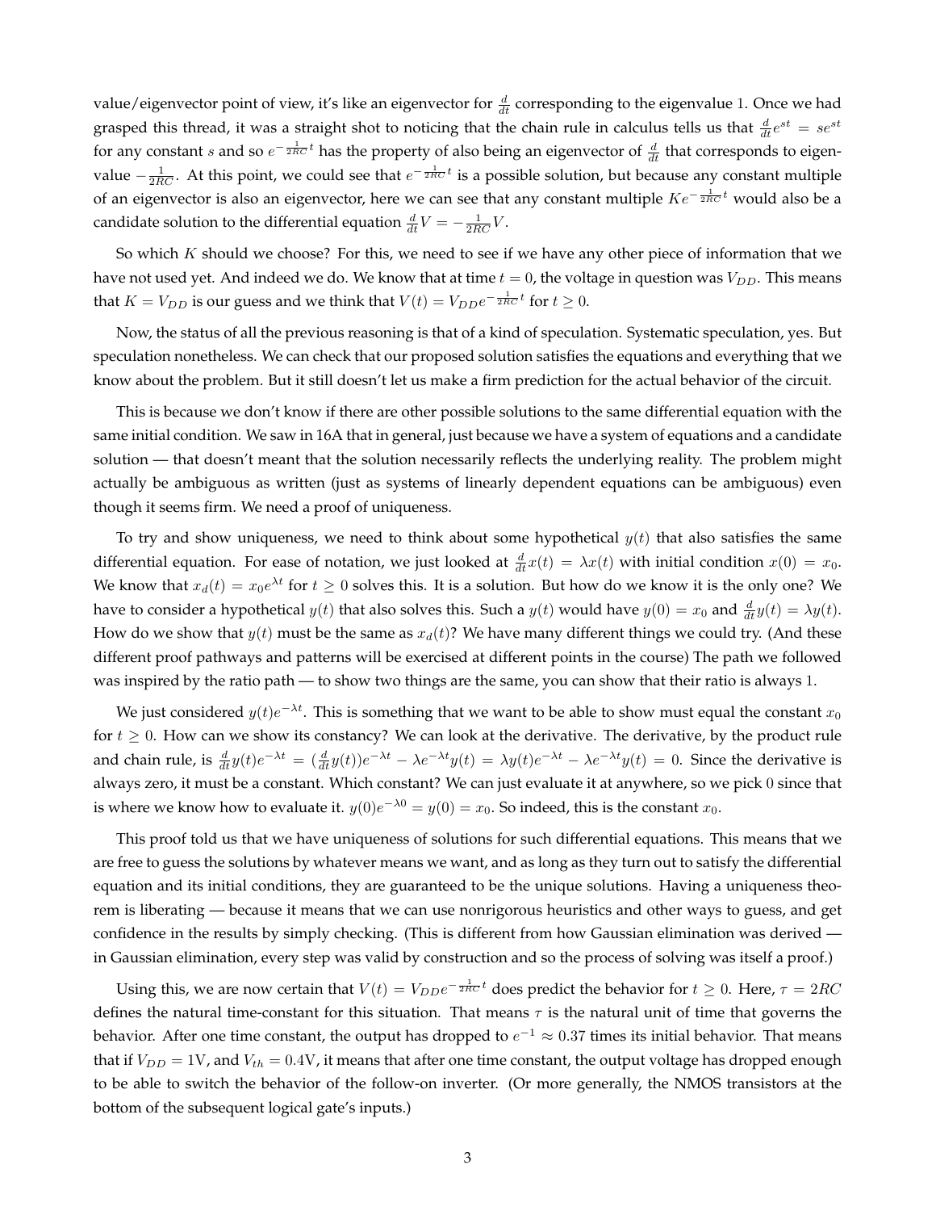value/eigenvector point of view, it's like an eigenvector for $\frac{d}{dt}$ corresponding to the eigenvalue 1. Once we had grasped this thread, it was a straight shot to noticing that the chain rule in calculus tells us that $\frac{d}{dt}e^{st} = se^{st}$ for any constant $s$ and so $e^{-\frac{1}{2RC}t}$ has the property of also being an eigenvector of $\frac{d}{dt}$ that corresponds to eigenvalue $-\frac{1}{2RC}$. At this point, we could see that $e^{-\frac{1}{2RC}t}$ is a possible solution, but because any constant multiple of an eigenvector is also an eigenvector, here we can see that any constant multiple $Ke^{-\frac{1}{2RC}t}$ would also be a candidate solution to the differential equation $\frac{d}{dt}V = -\frac{1}{2RC}V$.

So which $K$ should we choose? For this, we need to see if we have any other piece of information that we have not used yet. And indeed we do. We know that at time $t = 0$, the voltage in question was $V_{DD}$. This means that $K = V_{DD}$ is our guess and we think that $V(t) = V_{DD}e^{-\frac{1}{2RC}t}$ for $t \geq 0$.

Now, the status of all the previous reasoning is that of a kind of speculation. Systematic speculation, yes. But speculation nonetheless. We can check that our proposed solution satisfies the equations and everything that we know about the problem. But it still doesn't let us make a firm prediction for the actual behavior of the circuit.

This is because we don't know if there are other possible solutions to the same differential equation with the same initial condition. We saw in 16A that in general, just because we have a system of equations and a candidate solution — that doesn't meant that the solution necessarily reflects the underlying reality. The problem might actually be ambiguous as written (just as systems of linearly dependent equations can be ambiguous) even though it seems firm. We need a proof of uniqueness.

To try and show uniqueness, we need to think about some hypothetical $y(t)$ that also satisfies the same differential equation. For ease of notation, we just looked at $\frac{d}{dt}x(t) = \lambda x(t)$ with initial condition $x(0) = x_0$. We know that $x_d(t) = x_0 e^{\lambda t}$ for $t \geq 0$ solves this. It is a solution. But how do we know it is the only one? We have to consider a hypothetical $y(t)$ that also solves this. Such a $y(t)$ would have $y(0) = x_0$ and $\frac{d}{dt}y(t) = \lambda y(t)$. How do we show that $y(t)$ must be the same as $x_d(t)$? We have many different things we could try. (And these different proof pathways and patterns will be exercised at different points in the course) The path we followed was inspired by the ratio path — to show two things are the same, you can show that their ratio is always 1.

We just considered $y(t)e^{-\lambda t}$. This is something that we want to be able to show must equal the constant $x_0$ for $t \geq 0$. How can we show its constancy? We can look at the derivative. The derivative, by the product rule and chain rule, is $\frac{d}{dt}y(t)e^{-\lambda t} = (\frac{d}{dt}y(t))e^{-\lambda t} - \lambda e^{-\lambda t}y(t) = \lambda y(t)e^{-\lambda t} - \lambda e^{-\lambda t}y(t) = 0$. Since the derivative is always zero, it must be a constant. Which constant? We can just evaluate it at anywhere, so we pick 0 since that is where we know how to evaluate it. $y(0)e^{-\lambda 0} = y(0) = x_0$. So indeed, this is the constant $x_0$.

This proof told us that we have uniqueness of solutions for such differential equations. This means that we are free to guess the solutions by whatever means we want, and as long as they turn out to satisfy the differential equation and its initial conditions, they are guaranteed to be the unique solutions. Having a uniqueness theorem is liberating — because it means that we can use nonrigorous heuristics and other ways to guess, and get confidence in the results by simply checking. (This is different from how Gaussian elimination was derived — in Gaussian elimination, every step was valid by construction and so the process of solving was itself a proof.)

Using this, we are now certain that $V(t) = V_{DD}e^{-\frac{1}{2RC}t}$ does predict the behavior for $t \geq 0$. Here, $\tau = 2RC$ defines the natural time-constant for this situation. That means $\tau$ is the natural unit of time that governs the behavior. After one time constant, the output has dropped to $e^{-1} \approx 0.37$ times its initial behavior. That means that if $V_{DD} = 1\text{V}$, and $V_{th} = 0.4\text{V}$, it means that after one time constant, the output voltage has dropped enough to be able to switch the behavior of the follow-on inverter. (Or more generally, the NMOS transistors at the bottom of the subsequent logical gate's inputs.)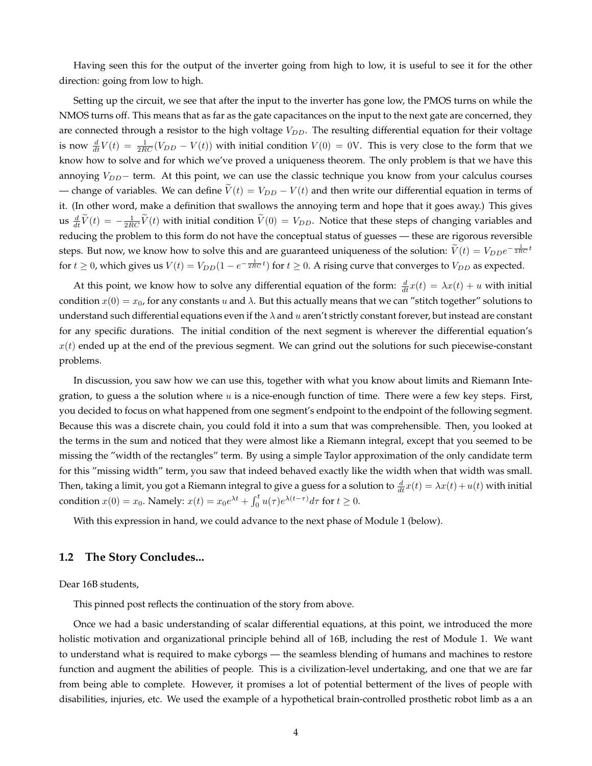Having seen this for the output of the inverter going from high to low, it is useful to see it for the other direction: going from low to high.

Setting up the circuit, we see that after the input to the inverter has gone low, the PMOS turns on while the NMOS turns off. This means that as far as the gate capacitances on the input to the next gate are concerned, they are connected through a resistor to the high voltage $V_{DD}$. The resulting differential equation for their voltage is now $\frac{d}{dt}V(t) = \frac{1}{2RC}(V_{DD} - V(t))$ with initial condition $V(0) = 0\text{V}$. This is very close to the form that we know how to solve and for which we've proved a uniqueness theorem. The only problem is that we have this annoying $V_{DD}-$ term. At this point, we can use the classic technique you know from your calculus courses — change of variables. We can define $\widetilde{V}(t) = V_{DD} - V(t)$ and then write our differential equation in terms of it. (In other word, make a definition that swallows the annoying term and hope that it goes away.) This gives us $\frac{d}{dt}\widetilde{V}(t) = -\frac{1}{2RC}\widetilde{V}(t)$ with initial condition $\widetilde{V}(0) = V_{DD}$. Notice that these steps of changing variables and reducing the problem to this form do not have the conceptual status of guesses — these are rigorous reversible steps. But now, we know how to solve this and are guaranteed uniqueness of the solution: $\widetilde{V}(t) = V_{DD}e^{-\frac{1}{2RC}t}$ for $t \geq 0$, which gives us $V(t) = V_{DD}(1 - e^{-\frac{1}{2RC}t})$ for $t \geq 0$. A rising curve that converges to $V_{DD}$ as expected.

At this point, we know how to solve any differential equation of the form: $\frac{d}{dt}x(t) = \lambda x(t) + u$ with initial condition $x(0) = x_0$, for any constants $u$ and $\lambda$. But this actually means that we can "stitch together" solutions to understand such differential equations even if the $\lambda$ and $u$ aren't strictly constant forever, but instead are constant for any specific durations. The initial condition of the next segment is wherever the differential equation's $x(t)$ ended up at the end of the previous segment. We can grind out the solutions for such piecewise-constant problems.

In discussion, you saw how we can use this, together with what you know about limits and Riemann Integration, to guess a the solution where $u$ is a nice-enough function of time. There were a few key steps. First, you decided to focus on what happened from one segment's endpoint to the endpoint of the following segment. Because this was a discrete chain, you could fold it into a sum that was comprehensible. Then, you looked at the terms in the sum and noticed that they were almost like a Riemann integral, except that you seemed to be missing the "width of the rectangles" term. By using a simple Taylor approximation of the only candidate term for this "missing width" term, you saw that indeed behaved exactly like the width when that width was small. Then, taking a limit, you got a Riemann integral to give a guess for a solution to $\frac{d}{dt}x(t) = \lambda x(t) + u(t)$ with initial condition $x(0) = x_0$. Namely: $x(t) = x_0 e^{\lambda t} + \int_0^t u(\tau)e^{\lambda(t-\tau)}d\tau$ for $t \geq 0$.

With this expression in hand, we could advance to the next phase of Module 1 (below).

### 1.2 The Story Concludes...

Dear 16B students,

This pinned post reflects the continuation of the story from above.

Once we had a basic understanding of scalar differential equations, at this point, we introduced the more holistic motivation and organizational principle behind all of 16B, including the rest of Module 1. We want to understand what is required to make cyborgs — the seamless blending of humans and machines to restore function and augment the abilities of people. This is a civilization-level undertaking, and one that we are far from being able to complete. However, it promises a lot of potential betterment of the lives of people with disabilities, injuries, etc. We used the example of a hypothetical brain-controlled prosthetic robot limb as a an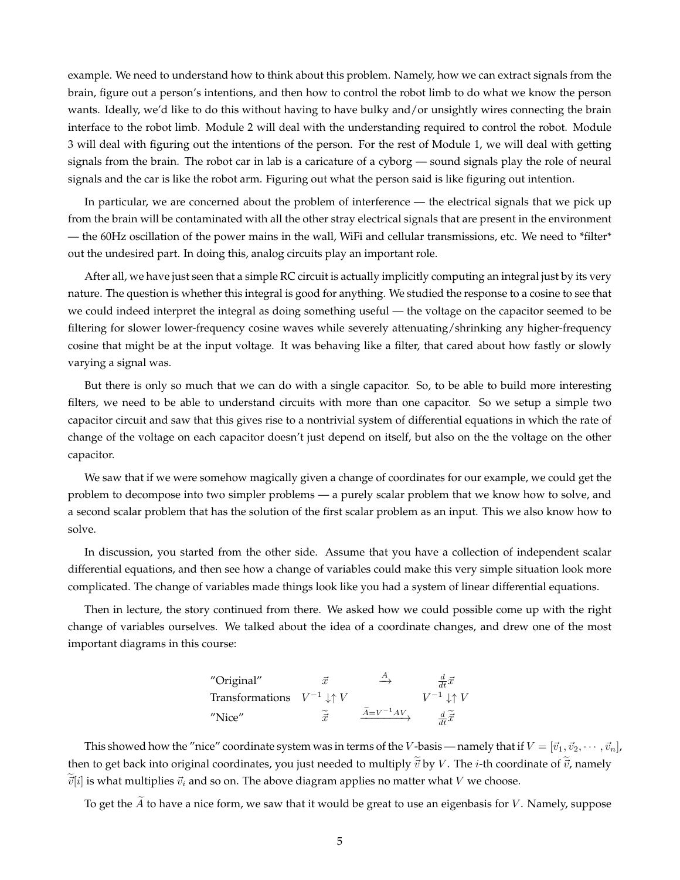example. We need to understand how to think about this problem. Namely, how we can extract signals from the brain, figure out a person's intentions, and then how to control the robot limb to do what we know the person wants. Ideally, we'd like to do this without having to have bulky and/or unsightly wires connecting the brain interface to the robot limb. Module 2 will deal with the understanding required to control the robot. Module 3 will deal with figuring out the intentions of the person. For the rest of Module 1, we will deal with getting signals from the brain. The robot car in lab is a caricature of a cyborg — sound signals play the role of neural signals and the car is like the robot arm. Figuring out what the person said is like figuring out intention.

In particular, we are concerned about the problem of interference — the electrical signals that we pick up from the brain will be contaminated with all the other stray electrical signals that are present in the environment — the 60Hz oscillation of the power mains in the wall, WiFi and cellular transmissions, etc. We need to *filter* out the undesired part. In doing this, analog circuits play an important role.

After all, we have just seen that a simple RC circuit is actually implicitly computing an integral just by its very nature. The question is whether this integral is good for anything. We studied the response to a cosine to see that we could indeed interpret the integral as doing something useful — the voltage on the capacitor seemed to be filtering for slower lower-frequency cosine waves while severely attenuating/shrinking any higher-frequency cosine that might be at the input voltage. It was behaving like a filter, that cared about how fastly or slowly varying a signal was.

But there is only so much that we can do with a single capacitor. So, to be able to build more interesting filters, we need to be able to understand circuits with more than one capacitor. So we setup a simple two capacitor circuit and saw that this gives rise to a nontrivial system of differential equations in which the rate of change of the voltage on each capacitor doesn't just depend on itself, but also on the the voltage on the other capacitor.

We saw that if we were somehow magically given a change of coordinates for our example, we could get the problem to decompose into two simpler problems — a purely scalar problem that we know how to solve, and a second scalar problem that has the solution of the first scalar problem as an input. This we also know how to solve.

In discussion, you started from the other side. Assume that you have a collection of independent scalar differential equations, and then see how a change of variables could make this very simple situation look more complicated. The change of variables made things look like you had a system of linear differential equations.

Then in lecture, the story continued from there. We asked how we could possible come up with the right change of variables ourselves. We talked about the idea of a coordinate changes, and drew one of the most important diagrams in this course:

$$
\begin{array}{lccc}
\text{"Original"} & \vec{x} & \xrightarrow{A} & \frac{d}{dt}\vec{x} \\
\text{Transformations} & V^{-1}\downarrow\uparrow V & & V^{-1}\downarrow\uparrow V \\
\text{"Nice"} & \widetilde{\vec{x}} & \xrightarrow{\widetilde{A}=V^{-1}AV} & \frac{d}{dt}\widetilde{\vec{x}}
\end{array}
$$

This showed how the "nice" coordinate system was in terms of the $V$-basis — namely that if $V = [\vec{v}_1, \vec{v}_2, \cdots, \vec{v}_n]$, then to get back into original coordinates, you just needed to multiply $\widetilde{\vec{v}}$ by $V$. The $i$-th coordinate of $\widetilde{\vec{v}}$, namely $\widetilde{\vec{v}}[i]$ is what multiplies $\vec{v}_i$ and so on. The above diagram applies no matter what $V$ we choose.

To get the $\widetilde{A}$ to have a nice form, we saw that it would be great to use an eigenbasis for $V$. Namely, suppose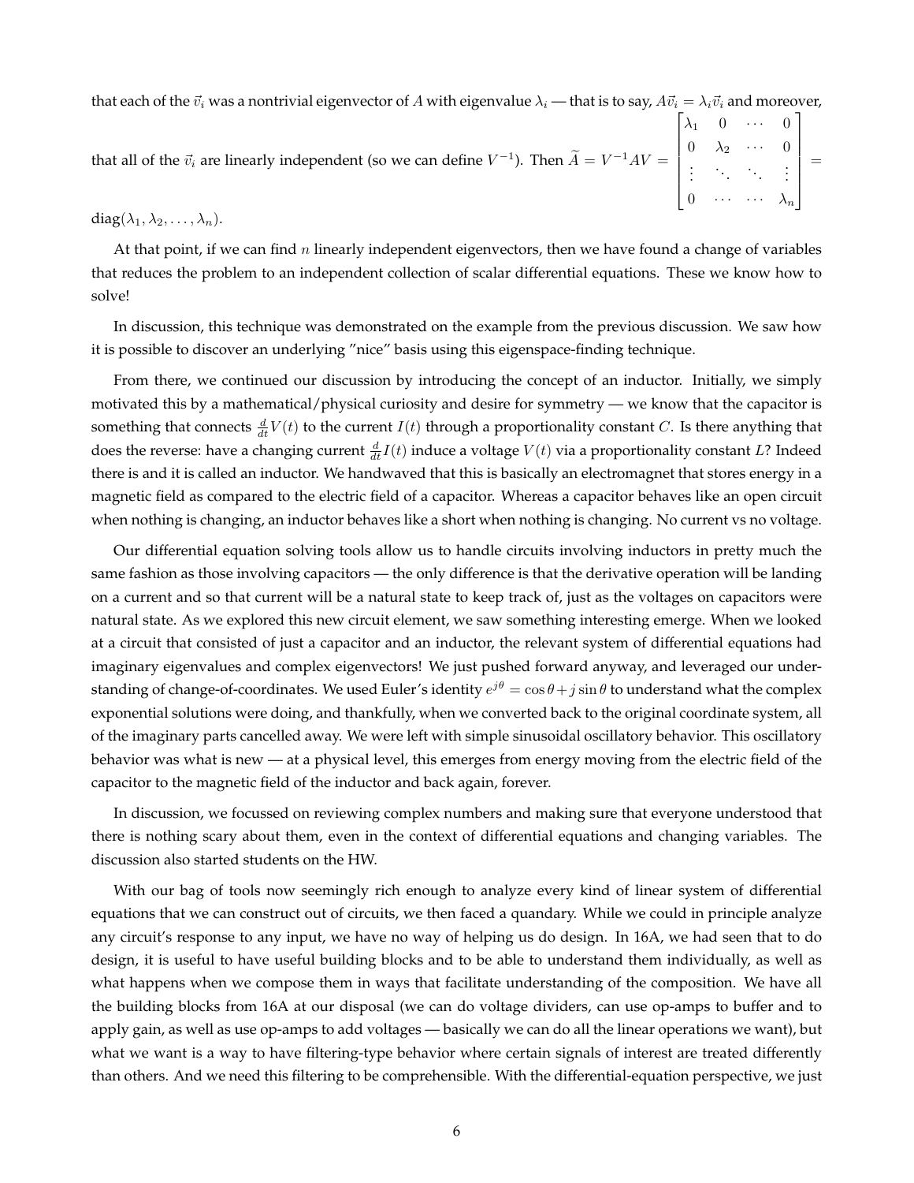that each of the $\vec{v}_i$ was a nontrivial eigenvector of $A$ with eigenvalue $\lambda_i$ — that is to say, $A\vec{v}_i = \lambda_i \vec{v}_i$ and moreover, that all of the $\vec{v}_i$ are linearly independent (so we can define $V^{-1}$). Then $\widetilde{A} = V^{-1}AV = \begin{bmatrix} \lambda_1 & 0 & \cdots & 0 \\ 0 & \lambda_2 & \cdots & 0 \\ \vdots & \ddots & \ddots & \vdots \\ 0 & \cdots & \cdots & \lambda_n \end{bmatrix} =$ $\text{diag}(\lambda_1, \lambda_2, \ldots, \lambda_n)$.

At that point, if we can find $n$ linearly independent eigenvectors, then we have found a change of variables that reduces the problem to an independent collection of scalar differential equations. These we know how to solve!

In discussion, this technique was demonstrated on the example from the previous discussion. We saw how it is possible to discover an underlying "nice" basis using this eigenspace-finding technique.

From there, we continued our discussion by introducing the concept of an inductor. Initially, we simply motivated this by a mathematical/physical curiosity and desire for symmetry — we know that the capacitor is something that connects $\frac{d}{dt}V(t)$ to the current $I(t)$ through a proportionality constant $C$. Is there anything that does the reverse: have a changing current $\frac{d}{dt}I(t)$ induce a voltage $V(t)$ via a proportionality constant $L$? Indeed there is and it is called an inductor. We handwaved that this is basically an electromagnet that stores energy in a magnetic field as compared to the electric field of a capacitor. Whereas a capacitor behaves like an open circuit when nothing is changing, an inductor behaves like a short when nothing is changing. No current vs no voltage.

Our differential equation solving tools allow us to handle circuits involving inductors in pretty much the same fashion as those involving capacitors — the only difference is that the derivative operation will be landing on a current and so that current will be a natural state to keep track of, just as the voltages on capacitors were natural state. As we explored this new circuit element, we saw something interesting emerge. When we looked at a circuit that consisted of just a capacitor and an inductor, the relevant system of differential equations had imaginary eigenvalues and complex eigenvectors! We just pushed forward anyway, and leveraged our understanding of change-of-coordinates. We used Euler's identity $e^{j\theta} = \cos\theta + j\sin\theta$ to understand what the complex exponential solutions were doing, and thankfully, when we converted back to the original coordinate system, all of the imaginary parts cancelled away. We were left with simple sinusoidal oscillatory behavior. This oscillatory behavior was what is new — at a physical level, this emerges from energy moving from the electric field of the capacitor to the magnetic field of the inductor and back again, forever.

In discussion, we focussed on reviewing complex numbers and making sure that everyone understood that there is nothing scary about them, even in the context of differential equations and changing variables. The discussion also started students on the HW.

With our bag of tools now seemingly rich enough to analyze every kind of linear system of differential equations that we can construct out of circuits, we then faced a quandary. While we could in principle analyze any circuit's response to any input, we have no way of helping us do design. In 16A, we had seen that to do design, it is useful to have useful building blocks and to be able to understand them individually, as well as what happens when we compose them in ways that facilitate understanding of the composition. We have all the building blocks from 16A at our disposal (we can do voltage dividers, can use op-amps to buffer and to apply gain, as well as use op-amps to add voltages — basically we can do all the linear operations we want), but what we want is a way to have filtering-type behavior where certain signals of interest are treated differently than others. And we need this filtering to be comprehensible. With the differential-equation perspective, we just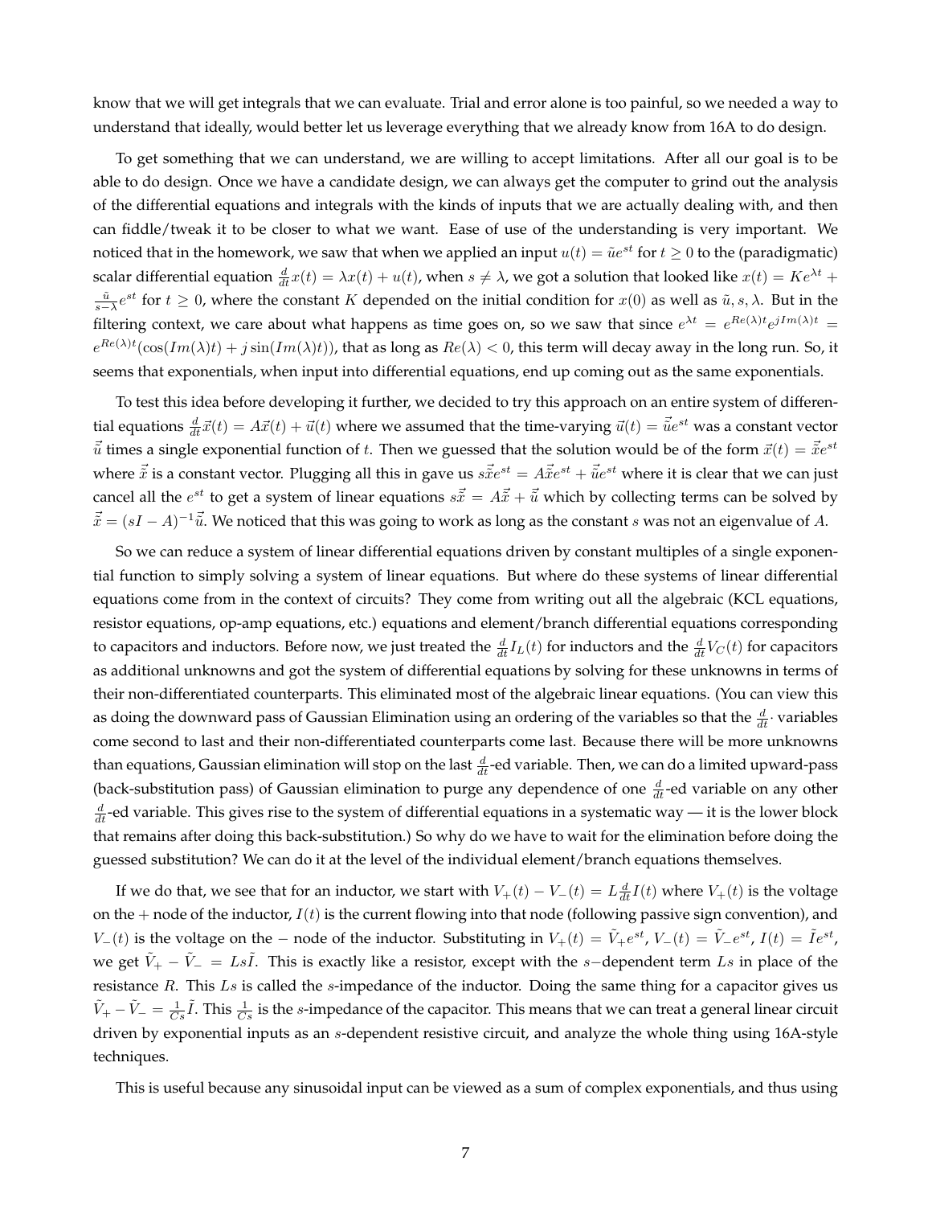know that we will get integrals that we can evaluate. Trial and error alone is too painful, so we needed a way to understand that ideally, would better let us leverage everything that we already know from 16A to do design.

To get something that we can understand, we are willing to accept limitations. After all our goal is to be able to do design. Once we have a candidate design, we can always get the computer to grind out the analysis of the differential equations and integrals with the kinds of inputs that we are actually dealing with, and then can fiddle/tweak it to be closer to what we want. Ease of use of the understanding is very important. We noticed that in the homework, we saw that when we applied an input $u(t) = \tilde{u}e^{st}$ for $t \geq 0$ to the (paradigmatic) scalar differential equation $\frac{d}{dt}x(t) = \lambda x(t) + u(t)$, when $s \neq \lambda$, we got a solution that looked like $x(t) = Ke^{\lambda t} + \frac{\tilde{u}}{s-\lambda}e^{st}$ for $t \geq 0$, where the constant $K$ depended on the initial condition for $x(0)$ as well as $\tilde{u}, s, \lambda$. But in the filtering context, we care about what happens as time goes on, so we saw that since $e^{\lambda t} = e^{Re(\lambda)t}e^{jIm(\lambda)t} = e^{Re(\lambda)t}(\cos(Im(\lambda)t) + j\sin(Im(\lambda)t))$, that as long as $Re(\lambda) < 0$, this term will decay away in the long run. So, it seems that exponentials, when input into differential equations, end up coming out as the same exponentials.

To test this idea before developing it further, we decided to try this approach on an entire system of differential equations $\frac{d}{dt}\vec{x}(t) = A\vec{x}(t) + \vec{u}(t)$ where we assumed that the time-varying $\vec{u}(t) = \tilde{\vec{u}}e^{st}$ was a constant vector $\tilde{\vec{u}}$ times a single exponential function of $t$. Then we guessed that the solution would be of the form $\vec{x}(t) = \tilde{\vec{x}}e^{st}$ where $\tilde{\vec{x}}$ is a constant vector. Plugging all this in gave us $s\tilde{\vec{x}}e^{st} = A\tilde{\vec{x}}e^{st} + \tilde{\vec{u}}e^{st}$ where it is clear that we can just cancel all the $e^{st}$ to get a system of linear equations $s\tilde{\vec{x}} = A\tilde{\vec{x}} + \tilde{\vec{u}}$ which by collecting terms can be solved by $\tilde{\vec{x}} = (sI - A)^{-1}\tilde{\vec{u}}$. We noticed that this was going to work as long as the constant $s$ was not an eigenvalue of $A$.

So we can reduce a system of linear differential equations driven by constant multiples of a single exponential function to simply solving a system of linear equations. But where do these systems of linear differential equations come from in the context of circuits? They come from writing out all the algebraic (KCL equations, resistor equations, op-amp equations, etc.) equations and element/branch differential equations corresponding to capacitors and inductors. Before now, we just treated the $\frac{d}{dt}I_L(t)$ for inductors and the $\frac{d}{dt}V_C(t)$ for capacitors as additional unknowns and got the system of differential equations by solving for these unknowns in terms of their non-differentiated counterparts. This eliminated most of the algebraic linear equations. (You can view this as doing the downward pass of Gaussian Elimination using an ordering of the variables so that the $\frac{d}{dt}\cdot$ variables come second to last and their non-differentiated counterparts come last. Because there will be more unknowns than equations, Gaussian elimination will stop on the last $\frac{d}{dt}$-ed variable. Then, we can do a limited upward-pass (back-substitution pass) of Gaussian elimination to purge any dependence of one $\frac{d}{dt}$-ed variable on any other $\frac{d}{dt}$-ed variable. This gives rise to the system of differential equations in a systematic way — it is the lower block that remains after doing this back-substitution.) So why do we have to wait for the elimination before doing the guessed substitution? We can do it at the level of the individual element/branch equations themselves.

If we do that, we see that for an inductor, we start with $V_+(t) - V_-(t) = L\frac{d}{dt}I(t)$ where $V_+(t)$ is the voltage on the $+$ node of the inductor, $I(t)$ is the current flowing into that node (following passive sign convention), and $V_-(t)$ is the voltage on the $-$ node of the inductor. Substituting in $V_+(t) = \tilde{V}_+e^{st}$, $V_-(t) = \tilde{V}_-e^{st}$, $I(t) = \tilde{I}e^{st}$, we get $\tilde{V}_+ - \tilde{V}_- = Ls\tilde{I}$. This is exactly like a resistor, except with the $s-$dependent term $Ls$ in place of the resistance $R$. This $Ls$ is called the $s$-impedance of the inductor. Doing the same thing for a capacitor gives us $\tilde{V}_+ - \tilde{V}_- = \frac{1}{Cs}\tilde{I}$. This $\frac{1}{Cs}$ is the $s$-impedance of the capacitor. This means that we can treat a general linear circuit driven by exponential inputs as an $s$-dependent resistive circuit, and analyze the whole thing using 16A-style techniques.

This is useful because any sinusoidal input can be viewed as a sum of complex exponentials, and thus using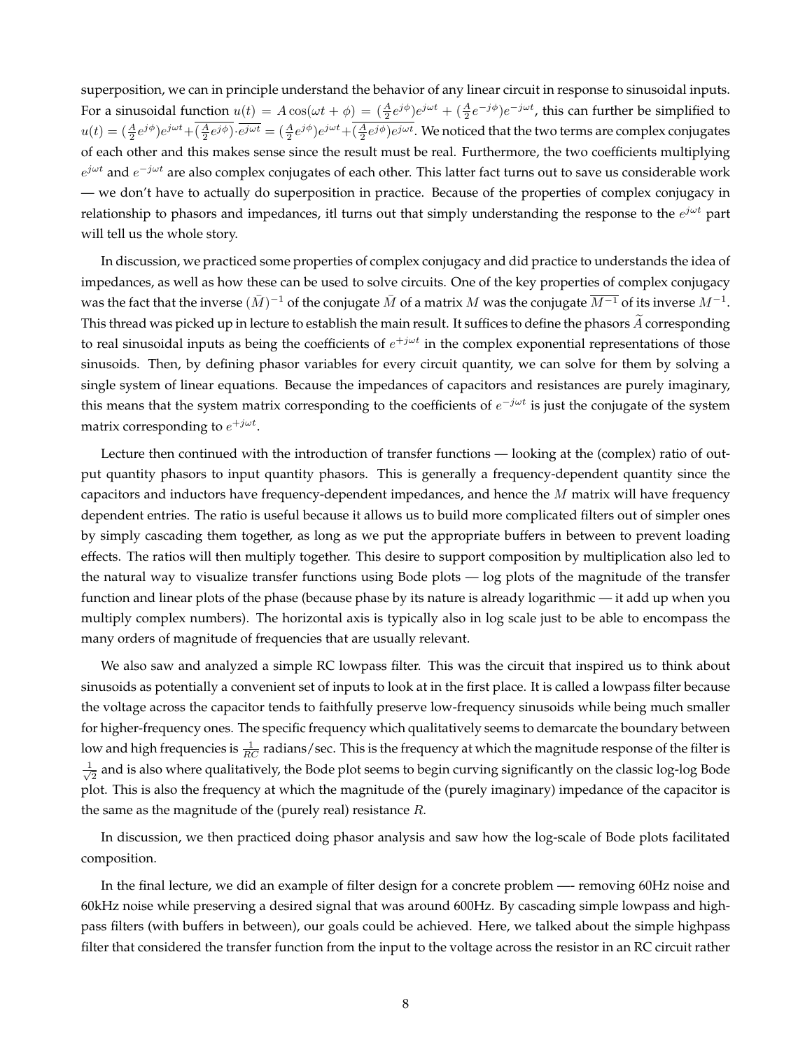superposition, we can in principle understand the behavior of any linear circuit in response to sinusoidal inputs. For a sinusoidal function $u(t) = A\cos(\omega t + \phi) = (\frac{A}{2}e^{j\phi})e^{j\omega t} + (\frac{A}{2}e^{-j\phi})e^{-j\omega t}$, this can further be simplified to $u(t) = (\frac{A}{2}e^{j\phi})e^{j\omega t} + \overline{(\frac{A}{2}e^{j\phi})} \cdot \overline{e^{j\omega t}} = (\frac{A}{2}e^{j\phi})e^{j\omega t} + \overline{(\frac{A}{2}e^{j\phi})e^{j\omega t}}$. We noticed that the two terms are complex conjugates of each other and this makes sense since the result must be real. Furthermore, the two coefficients multiplying $e^{j\omega t}$ and $e^{-j\omega t}$ are also complex conjugates of each other. This latter fact turns out to save us considerable work — we don't have to actually do superposition in practice. Because of the properties of complex conjugacy in relationship to phasors and impedances, itl turns out that simply understanding the response to the $e^{j\omega t}$ part will tell us the whole story.

In discussion, we practiced some properties of complex conjugacy and did practice to understands the idea of impedances, as well as how these can be used to solve circuits. One of the key properties of complex conjugacy was the fact that the inverse $(\bar{M})^{-1}$ of the conjugate $\bar{M}$ of a matrix $M$ was the conjugate $\overline{M^{-1}}$ of its inverse $M^{-1}$. This thread was picked up in lecture to establish the main result. It suffices to define the phasors $\widetilde{A}$ corresponding to real sinusoidal inputs as being the coefficients of $e^{+j\omega t}$ in the complex exponential representations of those sinusoids. Then, by defining phasor variables for every circuit quantity, we can solve for them by solving a single system of linear equations. Because the impedances of capacitors and resistances are purely imaginary, this means that the system matrix corresponding to the coefficients of $e^{-j\omega t}$ is just the conjugate of the system matrix corresponding to $e^{+j\omega t}$.

Lecture then continued with the introduction of transfer functions — looking at the (complex) ratio of output quantity phasors to input quantity phasors. This is generally a frequency-dependent quantity since the capacitors and inductors have frequency-dependent impedances, and hence the $M$ matrix will have frequency dependent entries. The ratio is useful because it allows us to build more complicated filters out of simpler ones by simply cascading them together, as long as we put the appropriate buffers in between to prevent loading effects. The ratios will then multiply together. This desire to support composition by multiplication also led to the natural way to visualize transfer functions using Bode plots — log plots of the magnitude of the transfer function and linear plots of the phase (because phase by its nature is already logarithmic — it add up when you multiply complex numbers). The horizontal axis is typically also in log scale just to be able to encompass the many orders of magnitude of frequencies that are usually relevant.

We also saw and analyzed a simple RC lowpass filter. This was the circuit that inspired us to think about sinusoids as potentially a convenient set of inputs to look at in the first place. It is called a lowpass filter because the voltage across the capacitor tends to faithfully preserve low-frequency sinusoids while being much smaller for higher-frequency ones. The specific frequency which qualitatively seems to demarcate the boundary between low and high frequencies is $\frac{1}{RC}$ radians/sec. This is the frequency at which the magnitude response of the filter is $\frac{1}{\sqrt{2}}$ and is also where qualitatively, the Bode plot seems to begin curving significantly on the classic log-log Bode plot. This is also the frequency at which the magnitude of the (purely imaginary) impedance of the capacitor is the same as the magnitude of the (purely real) resistance $R$.

In discussion, we then practiced doing phasor analysis and saw how the log-scale of Bode plots facilitated composition.

In the final lecture, we did an example of filter design for a concrete problem —- removing 60Hz noise and 60kHz noise while preserving a desired signal that was around 600Hz. By cascading simple lowpass and highpass filters (with buffers in between), our goals could be achieved. Here, we talked about the simple highpass filter that considered the transfer function from the input to the voltage across the resistor in an RC circuit rather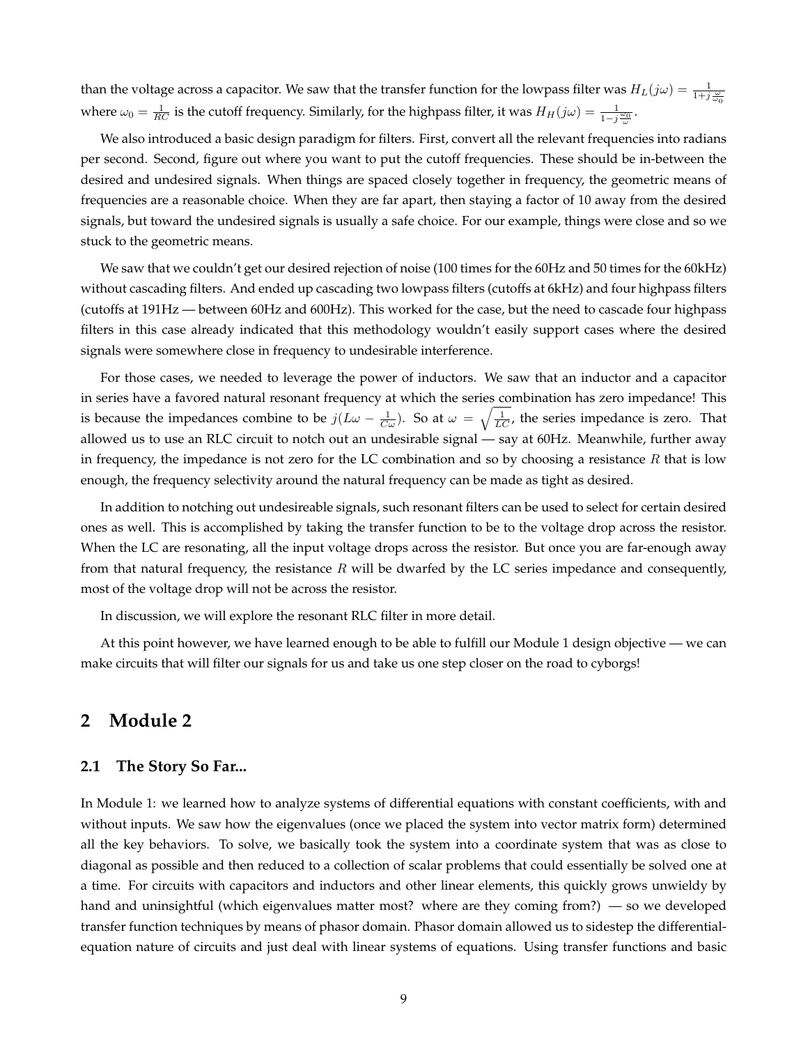than the voltage across a capacitor. We saw that the transfer function for the lowpass filter was $H_L(j\omega) = \frac{1}{1+j\frac{\omega}{\omega_0}}$ where $\omega_0 = \frac{1}{RC}$ is the cutoff frequency. Similarly, for the highpass filter, it was $H_H(j\omega) = \frac{1}{1-j\frac{\omega_0}{\omega}}$.

We also introduced a basic design paradigm for filters. First, convert all the relevant frequencies into radians per second. Second, figure out where you want to put the cutoff frequencies. These should be in-between the desired and undesired signals. When things are spaced closely together in frequency, the geometric means of frequencies are a reasonable choice. When they are far apart, then staying a factor of 10 away from the desired signals, but toward the undesired signals is usually a safe choice. For our example, things were close and so we stuck to the geometric means.

We saw that we couldn't get our desired rejection of noise (100 times for the 60Hz and 50 times for the 60kHz) without cascading filters. And ended up cascading two lowpass filters (cutoffs at 6kHz) and four highpass filters (cutoffs at 191Hz — between 60Hz and 600Hz). This worked for the case, but the need to cascade four highpass filters in this case already indicated that this methodology wouldn't easily support cases where the desired signals were somewhere close in frequency to undesirable interference.

For those cases, we needed to leverage the power of inductors. We saw that an inductor and a capacitor in series have a favored natural resonant frequency at which the series combination has zero impedance! This is because the impedances combine to be $j(L\omega - \frac{1}{C\omega})$. So at $\omega = \sqrt{\frac{1}{LC}}$, the series impedance is zero. That allowed us to use an RLC circuit to notch out an undesirable signal — say at 60Hz. Meanwhile, further away in frequency, the impedance is not zero for the LC combination and so by choosing a resistance $R$ that is low enough, the frequency selectivity around the natural frequency can be made as tight as desired.

In addition to notching out undesireable signals, such resonant filters can be used to select for certain desired ones as well. This is accomplished by taking the transfer function to be to the voltage drop across the resistor. When the LC are resonating, all the input voltage drops across the resistor. But once you are far-enough away from that natural frequency, the resistance $R$ will be dwarfed by the LC series impedance and consequently, most of the voltage drop will not be across the resistor.

In discussion, we will explore the resonant RLC filter in more detail.

At this point however, we have learned enough to be able to fulfill our Module 1 design objective — we can make circuits that will filter our signals for us and take us one step closer on the road to cyborgs!

# 2 Module 2

## 2.1 The Story So Far...

In Module 1: we learned how to analyze systems of differential equations with constant coefficients, with and without inputs. We saw how the eigenvalues (once we placed the system into vector matrix form) determined all the key behaviors. To solve, we basically took the system into a coordinate system that was as close to diagonal as possible and then reduced to a collection of scalar problems that could essentially be solved one at a time. For circuits with capacitors and inductors and other linear elements, this quickly grows unwieldy by hand and uninsightful (which eigenvalues matter most? where are they coming from?) — so we developed transfer function techniques by means of phasor domain. Phasor domain allowed us to sidestep the differential-equation nature of circuits and just deal with linear systems of equations. Using transfer functions and basic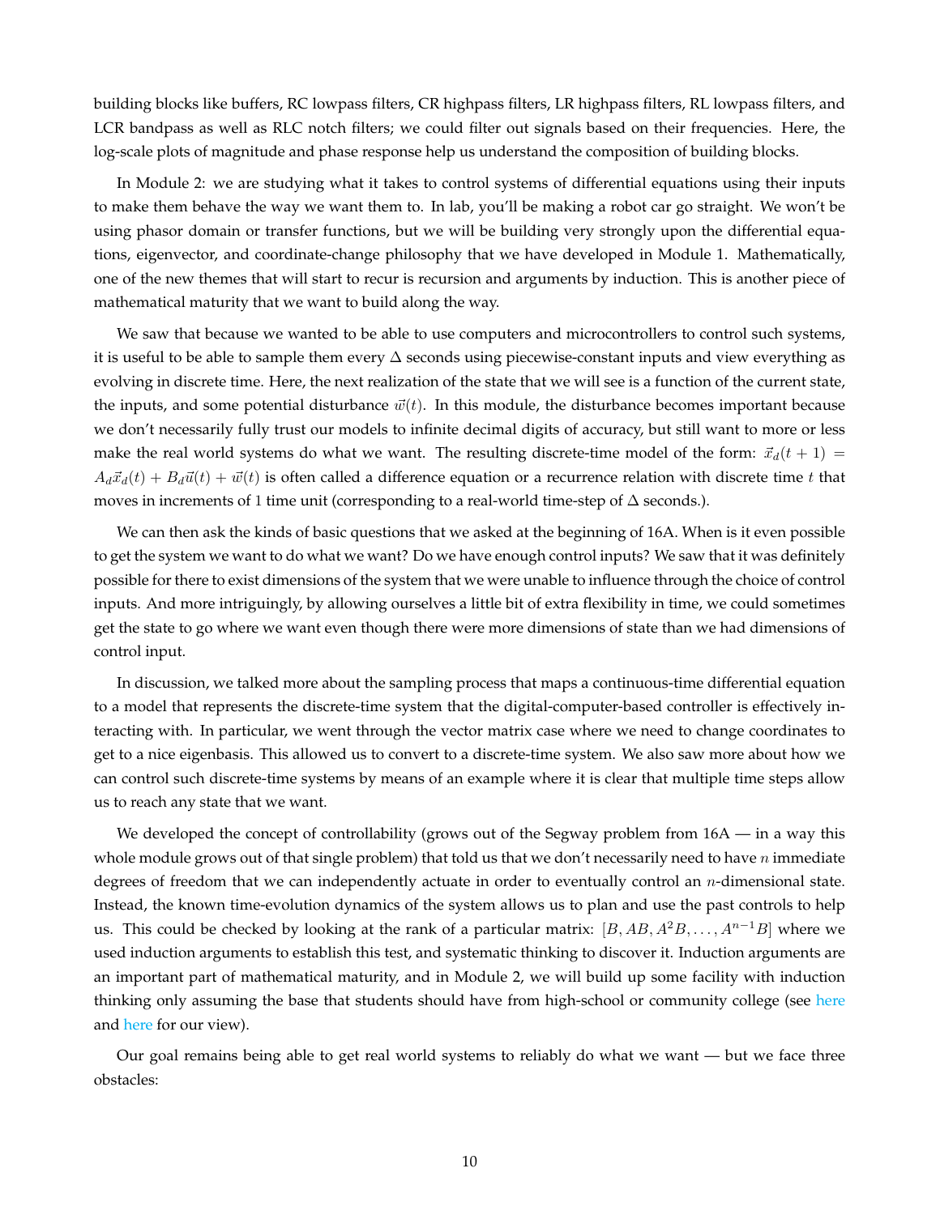building blocks like buffers, RC lowpass filters, CR highpass filters, LR highpass filters, RL lowpass filters, and LCR bandpass as well as RLC notch filters; we could filter out signals based on their frequencies. Here, the log-scale plots of magnitude and phase response help us understand the composition of building blocks.

In Module 2: we are studying what it takes to control systems of differential equations using their inputs to make them behave the way we want them to. In lab, you'll be making a robot car go straight. We won't be using phasor domain or transfer functions, but we will be building very strongly upon the differential equations, eigenvector, and coordinate-change philosophy that we have developed in Module 1. Mathematically, one of the new themes that will start to recur is recursion and arguments by induction. This is another piece of mathematical maturity that we want to build along the way.

We saw that because we wanted to be able to use computers and microcontrollers to control such systems, it is useful to be able to sample them every $\Delta$ seconds using piecewise-constant inputs and view everything as evolving in discrete time. Here, the next realization of the state that we will see is a function of the current state, the inputs, and some potential disturbance $\vec{w}(t)$. In this module, the disturbance becomes important because we don't necessarily fully trust our models to infinite decimal digits of accuracy, but still want to more or less make the real world systems do what we want. The resulting discrete-time model of the form: $\vec{x}_d(t+1) = A_d\vec{x}_d(t) + B_d\vec{u}(t) + \vec{w}(t)$ is often called a difference equation or a recurrence relation with discrete time $t$ that moves in increments of 1 time unit (corresponding to a real-world time-step of $\Delta$ seconds.).

We can then ask the kinds of basic questions that we asked at the beginning of 16A. When is it even possible to get the system we want to do what we want? Do we have enough control inputs? We saw that it was definitely possible for there to exist dimensions of the system that we were unable to influence through the choice of control inputs. And more intriguingly, by allowing ourselves a little bit of extra flexibility in time, we could sometimes get the state to go where we want even though there were more dimensions of state than we had dimensions of control input.

In discussion, we talked more about the sampling process that maps a continuous-time differential equation to a model that represents the discrete-time system that the digital-computer-based controller is effectively interacting with. In particular, we went through the vector matrix case where we need to change coordinates to get to a nice eigenbasis. This allowed us to convert to a discrete-time system. We also saw more about how we can control such discrete-time systems by means of an example where it is clear that multiple time steps allow us to reach any state that we want.

We developed the concept of controllability (grows out of the Segway problem from 16A — in a way this whole module grows out of that single problem) that told us that we don't necessarily need to have $n$ immediate degrees of freedom that we can independently actuate in order to eventually control an $n$-dimensional state. Instead, the known time-evolution dynamics of the system allows us to plan and use the past controls to help us. This could be checked by looking at the rank of a particular matrix: $[B, AB, A^2B, \ldots, A^{n-1}B]$ where we used induction arguments to establish this test, and systematic thinking to discover it. Induction arguments are an important part of mathematical maturity, and in Module 2, we will build up some facility with induction thinking only assuming the base that students should have from high-school or community college (see here and here for our view).

Our goal remains being able to get real world systems to reliably do what we want — but we face three obstacles: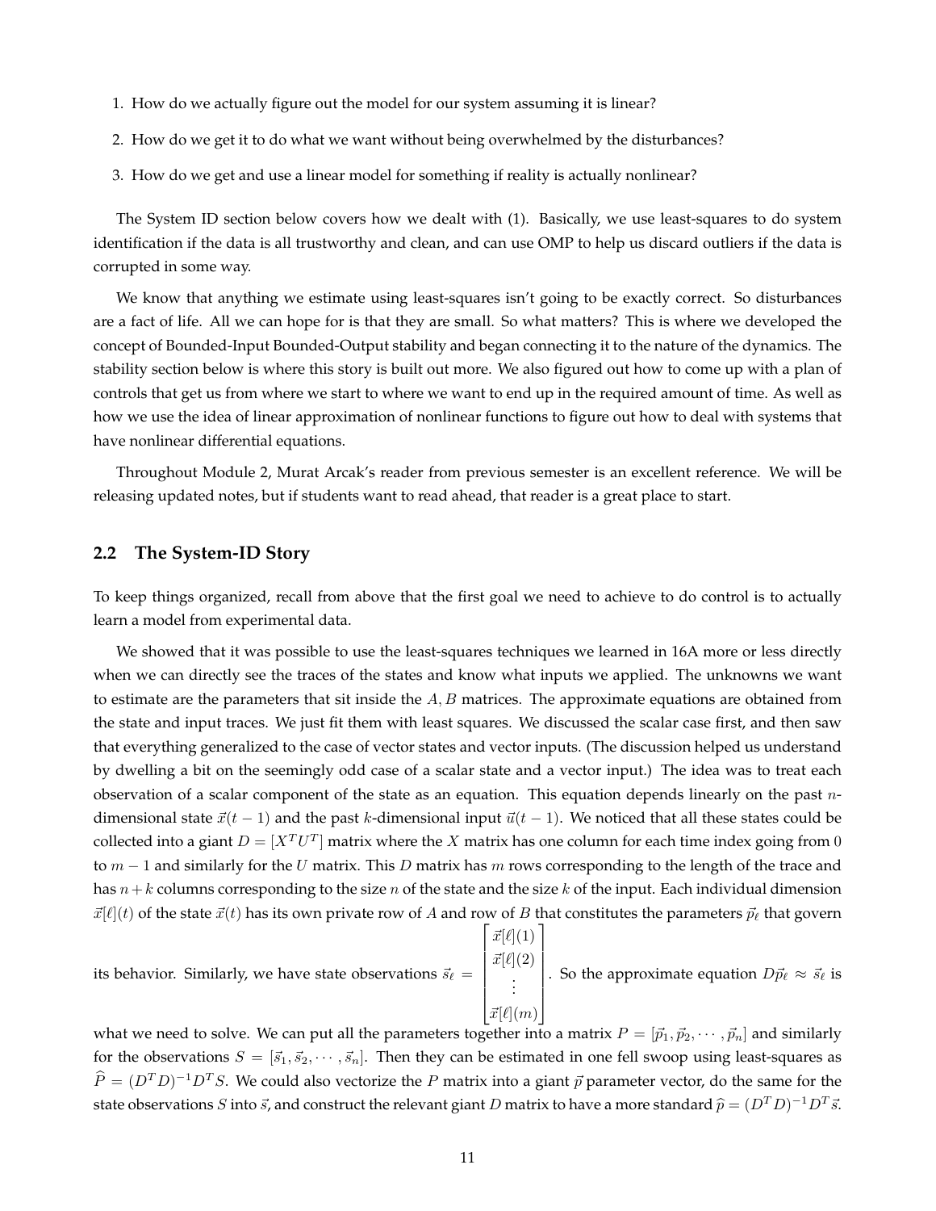1. How do we actually figure out the model for our system assuming it is linear?
2. How do we get it to do what we want without being overwhelmed by the disturbances?
3. How do we get and use a linear model for something if reality is actually nonlinear?

The System ID section below covers how we dealt with (1). Basically, we use least-squares to do system identification if the data is all trustworthy and clean, and can use OMP to help us discard outliers if the data is corrupted in some way.

We know that anything we estimate using least-squares isn't going to be exactly correct. So disturbances are a fact of life. All we can hope for is that they are small. So what matters? This is where we developed the concept of Bounded-Input Bounded-Output stability and began connecting it to the nature of the dynamics. The stability section below is where this story is built out more. We also figured out how to come up with a plan of controls that get us from where we start to where we want to end up in the required amount of time. As well as how we use the idea of linear approximation of nonlinear functions to figure out how to deal with systems that have nonlinear differential equations.

Throughout Module 2, Murat Arcak's reader from previous semester is an excellent reference. We will be releasing updated notes, but if students want to read ahead, that reader is a great place to start.

## 2.2 The System-ID Story

To keep things organized, recall from above that the first goal we need to achieve to do control is to actually learn a model from experimental data.

We showed that it was possible to use the least-squares techniques we learned in 16A more or less directly when we can directly see the traces of the states and know what inputs we applied. The unknowns we want to estimate are the parameters that sit inside the $A, B$ matrices. The approximate equations are obtained from the state and input traces. We just fit them with least squares. We discussed the scalar case first, and then saw that everything generalized to the case of vector states and vector inputs. (The discussion helped us understand by dwelling a bit on the seemingly odd case of a scalar state and a vector input.) The idea was to treat each observation of a scalar component of the state as an equation. This equation depends linearly on the past $n$-dimensional state $\vec{x}(t-1)$ and the past $k$-dimensional input $\vec{u}(t-1)$. We noticed that all these states could be collected into a giant $D = [X^T U^T]$ matrix where the $X$ matrix has one column for each time index going from $0$ to $m-1$ and similarly for the $U$ matrix. This $D$ matrix has $m$ rows corresponding to the length of the trace and has $n+k$ columns corresponding to the size $n$ of the state and the size $k$ of the input. Each individual dimension $\vec{x}[\ell](t)$ of the state $\vec{x}(t)$ has its own private row of $A$ and row of $B$ that constitutes the parameters $\vec{p}_\ell$ that govern its behavior. Similarly, we have state observations $\vec{s}_\ell = \begin{bmatrix} \vec{x}[\ell](1) \\ \vec{x}[\ell](2) \\ \vdots \\ \vec{x}[\ell](m) \end{bmatrix}$. So the approximate equation $D\vec{p}_\ell \approx \vec{s}_\ell$ is what we need to solve. We can put all the parameters together into a matrix $P = [\vec{p}_1, \vec{p}_2, \cdots, \vec{p}_n]$ and similarly for the observations $S = [\vec{s}_1, \vec{s}_2, \cdots, \vec{s}_n]$. Then they can be estimated in one fell swoop using least-squares as $\widehat{P} = (D^T D)^{-1} D^T S$. We could also vectorize the $P$ matrix into a giant $\vec{p}$ parameter vector, do the same for the state observations $S$ into $\vec{s}$, and construct the relevant giant $D$ matrix to have a more standard $\widehat{p} = (D^T D)^{-1} D^T \vec{s}$.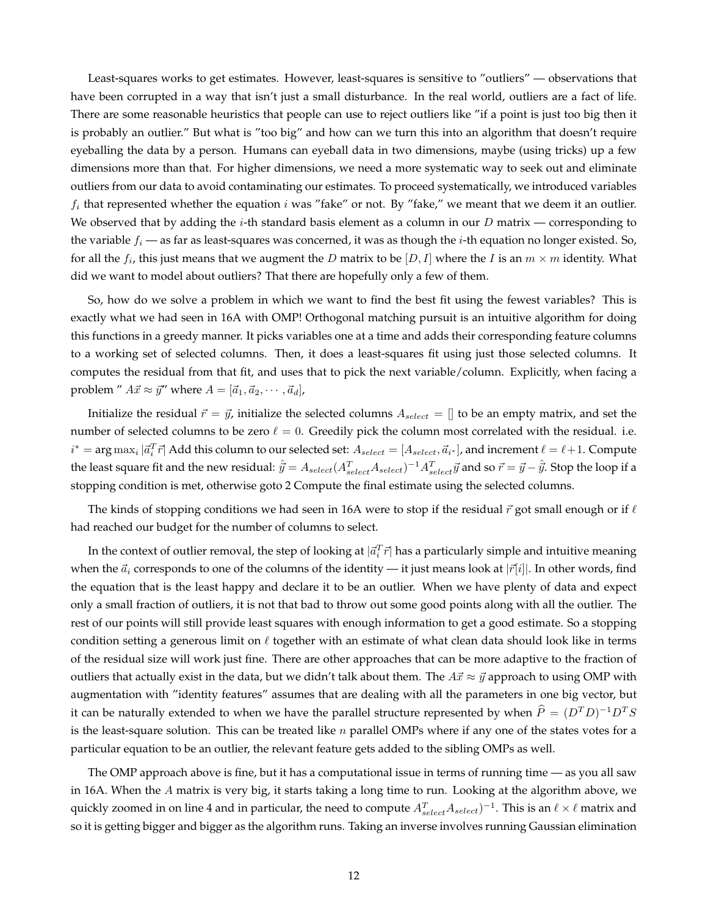Least-squares works to get estimates. However, least-squares is sensitive to "outliers" — observations that have been corrupted in a way that isn't just a small disturbance. In the real world, outliers are a fact of life. There are some reasonable heuristics that people can use to reject outliers like "if a point is just too big then it is probably an outlier." But what is "too big" and how can we turn this into an algorithm that doesn't require eyeballing the data by a person. Humans can eyeball data in two dimensions, maybe (using tricks) up a few dimensions more than that. For higher dimensions, we need a more systematic way to seek out and eliminate outliers from our data to avoid contaminating our estimates. To proceed systematically, we introduced variables $f_i$ that represented whether the equation $i$ was "fake" or not. By "fake," we meant that we deem it an outlier. We observed that by adding the $i$-th standard basis element as a column in our $D$ matrix — corresponding to the variable $f_i$ — as far as least-squares was concerned, it was as though the $i$-th equation no longer existed. So, for all the $f_i$, this just means that we augment the $D$ matrix to be $[D, I]$ where the $I$ is an $m \times m$ identity. What did we want to model about outliers? That there are hopefully only a few of them.

So, how do we solve a problem in which we want to find the best fit using the fewest variables? This is exactly what we had seen in 16A with OMP! Orthogonal matching pursuit is an intuitive algorithm for doing this functions in a greedy manner. It picks variables one at a time and adds their corresponding feature columns to a working set of selected columns. Then, it does a least-squares fit using just those selected columns. It computes the residual from that fit, and uses that to pick the next variable/column. Explicitly, when facing a problem " $A\vec{x} \approx \vec{y}$" where $A = [\vec{a}_1, \vec{a}_2, \cdots, \vec{a}_d]$,

Initialize the residual $\vec{r} = \vec{y}$, initialize the selected columns $A_{select} = []$ to be an empty matrix, and set the number of selected columns to be zero $\ell = 0$. Greedily pick the column most correlated with the residual. i.e. $i^* = \arg\max_i |\vec{a}_i^T \vec{r}|$ Add this column to our selected set: $A_{select} = [A_{select}, \vec{a}_{i^*}]$, and increment $\ell = \ell + 1$. Compute the least square fit and the new residual: $\hat{\vec{y}} = A_{select}(A_{select}^T A_{select})^{-1} A_{select}^T \vec{y}$ and so $\vec{r} = \vec{y} - \hat{\vec{y}}$. Stop the loop if a stopping condition is met, otherwise goto 2 Compute the final estimate using the selected columns.

The kinds of stopping conditions we had seen in 16A were to stop if the residual $\vec{r}$ got small enough or if $\ell$ had reached our budget for the number of columns to select.

In the context of outlier removal, the step of looking at $|\vec{a}_i^T \vec{r}|$ has a particularly simple and intuitive meaning when the $\vec{a}_i$ corresponds to one of the columns of the identity — it just means look at $|\vec{r}[i]|$. In other words, find the equation that is the least happy and declare it to be an outlier. When we have plenty of data and expect only a small fraction of outliers, it is not that bad to throw out some good points along with all the outlier. The rest of our points will still provide least squares with enough information to get a good estimate. So a stopping condition setting a generous limit on $\ell$ together with an estimate of what clean data should look like in terms of the residual size will work just fine. There are other approaches that can be more adaptive to the fraction of outliers that actually exist in the data, but we didn't talk about them. The $A\vec{x} \approx \vec{y}$ approach to using OMP with augmentation with "identity features" assumes that are dealing with all the parameters in one big vector, but it can be naturally extended to when we have the parallel structure represented by when $\widehat{P} = (D^T D)^{-1} D^T S$ is the least-square solution. This can be treated like $n$ parallel OMPs where if any one of the states votes for a particular equation to be an outlier, the relevant feature gets added to the sibling OMPs as well.

The OMP approach above is fine, but it has a computational issue in terms of running time — as you all saw in 16A. When the $A$ matrix is very big, it starts taking a long time to run. Looking at the algorithm above, we quickly zoomed in on line 4 and in particular, the need to compute $A_{select}^T A_{select})^{-1}$. This is an $\ell \times \ell$ matrix and so it is getting bigger and bigger as the algorithm runs. Taking an inverse involves running Gaussian elimination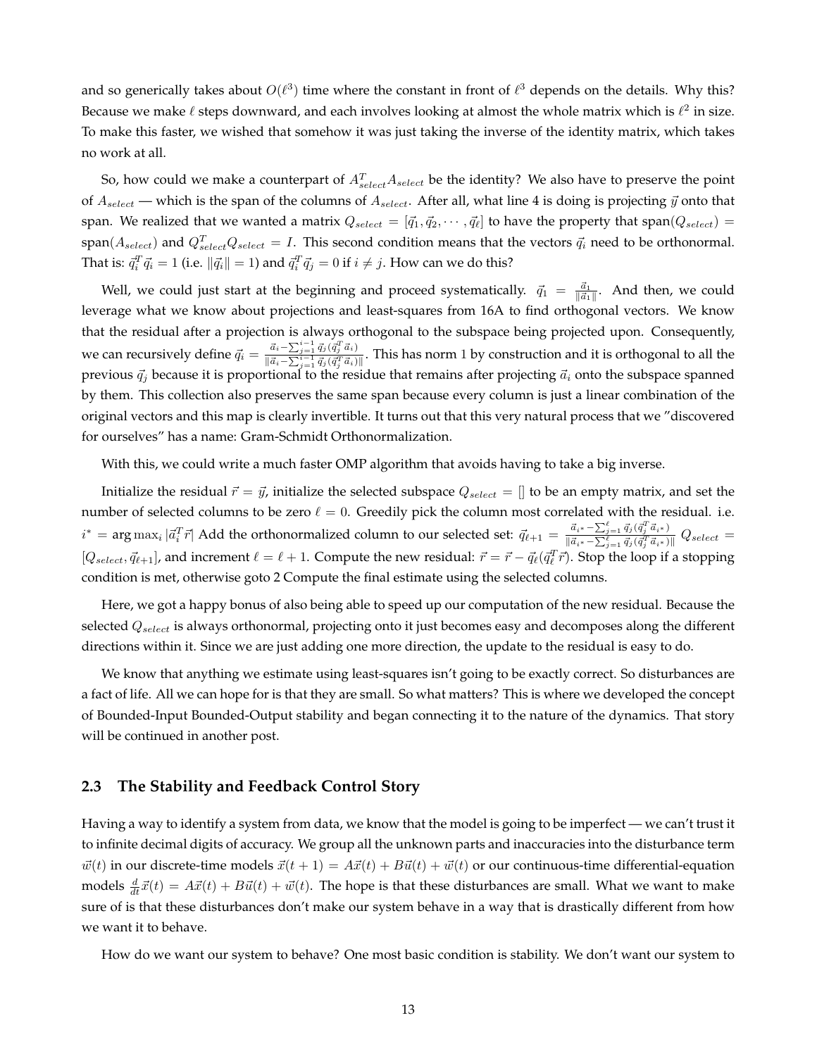and so generically takes about $O(\ell^3)$ time where the constant in front of $\ell^3$ depends on the details. Why this? Because we make $\ell$ steps downward, and each involves looking at almost the whole matrix which is $\ell^2$ in size. To make this faster, we wished that somehow it was just taking the inverse of the identity matrix, which takes no work at all.

So, how could we make a counterpart of $A_{select}^T A_{select}$ be the identity? We also have to preserve the point of $A_{select}$ — which is the span of the columns of $A_{select}$. After all, what line 4 is doing is projecting $\vec{y}$ onto that span. We realized that we wanted a matrix $Q_{select} = [\vec{q}_1, \vec{q}_2, \cdots, \vec{q}_\ell]$ to have the property that $\text{span}(Q_{select}) = \text{span}(A_{select})$ and $Q_{select}^T Q_{select} = I$. This second condition means that the vectors $\vec{q}_i$ need to be orthonormal. That is: $\vec{q}_i^T \vec{q}_i = 1$ (i.e. $\|\vec{q}_i\| = 1$) and $\vec{q}_i^T \vec{q}_j = 0$ if $i \neq j$. How can we do this?

Well, we could just start at the beginning and proceed systematically. $\vec{q}_1 = \frac{\vec{a}_1}{\|\vec{a}_1\|}$. And then, we could leverage what we know about projections and least-squares from 16A to find orthogonal vectors. We know that the residual after a projection is always orthogonal to the subspace being projected upon. Consequently, we can recursively define $\vec{q}_i = \frac{\vec{a}_i - \sum_{j=1}^{i-1} \vec{q}_j (\vec{q}_j^T \vec{a}_i)}{\|\vec{a}_i - \sum_{j=1}^{i-1} \vec{q}_j (\vec{q}_j^T \vec{a}_i)\|}$. This has norm 1 by construction and it is orthogonal to all the previous $\vec{q}_j$ because it is proportional to the residue that remains after projecting $\vec{a}_i$ onto the subspace spanned by them. This collection also preserves the same span because every column is just a linear combination of the original vectors and this map is clearly invertible. It turns out that this very natural process that we "discovered for ourselves" has a name: Gram-Schmidt Orthonormalization.

With this, we could write a much faster OMP algorithm that avoids having to take a big inverse.

Initialize the residual $\vec{r} = \vec{y}$, initialize the selected subspace $Q_{select} = []$ to be an empty matrix, and set the number of selected columns to be zero $\ell = 0$. Greedily pick the column most correlated with the residual. i.e. $i^* = \arg\max_i |\vec{a}_i^T \vec{r}|$ Add the orthonormalized column to our selected set: $\vec{q}_{\ell+1} = \frac{\vec{a}_{i^*} - \sum_{j=1}^{\ell} \vec{q}_j (\vec{q}_j^T \vec{a}_{i^*})}{\|\vec{a}_{i^*} - \sum_{j=1}^{\ell} \vec{q}_j (\vec{q}_j^T \vec{a}_{i^*})\|}$ $Q_{select} = [Q_{select}, \vec{q}_{\ell+1}]$, and increment $\ell = \ell + 1$. Compute the new residual: $\vec{r} = \vec{r} - \vec{q}_\ell (\vec{q}_\ell^T \vec{r})$. Stop the loop if a stopping condition is met, otherwise goto 2 Compute the final estimate using the selected columns.

Here, we got a happy bonus of also being able to speed up our computation of the new residual. Because the selected $Q_{select}$ is always orthonormal, projecting onto it just becomes easy and decomposes along the different directions within it. Since we are just adding one more direction, the update to the residual is easy to do.

We know that anything we estimate using least-squares isn't going to be exactly correct. So disturbances are a fact of life. All we can hope for is that they are small. So what matters? This is where we developed the concept of Bounded-Input Bounded-Output stability and began connecting it to the nature of the dynamics. That story will be continued in another post.

### 2.3 The Stability and Feedback Control Story

Having a way to identify a system from data, we know that the model is going to be imperfect — we can't trust it to infinite decimal digits of accuracy. We group all the unknown parts and inaccuracies into the disturbance term $\vec{w}(t)$ in our discrete-time models $\vec{x}(t+1) = A\vec{x}(t) + B\vec{u}(t) + \vec{w}(t)$ or our continuous-time differential-equation models $\frac{d}{dt}\vec{x}(t) = A\vec{x}(t) + B\vec{u}(t) + \vec{w}(t)$. The hope is that these disturbances are small. What we want to make sure of is that these disturbances don't make our system behave in a way that is drastically different from how we want it to behave.

How do we want our system to behave? One most basic condition is stability. We don't want our system to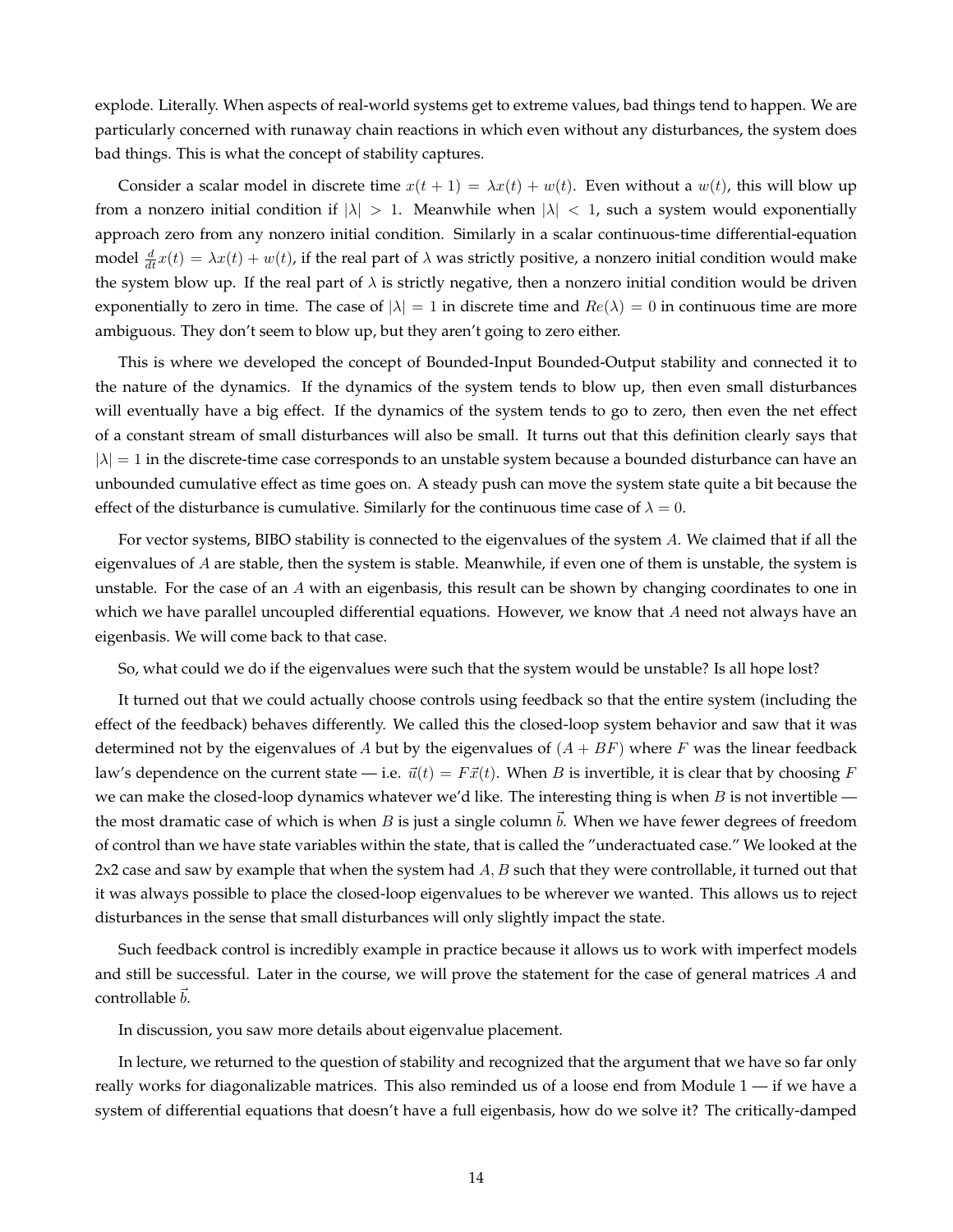explode. Literally. When aspects of real-world systems get to extreme values, bad things tend to happen. We are particularly concerned with runaway chain reactions in which even without any disturbances, the system does bad things. This is what the concept of stability captures.

Consider a scalar model in discrete time $x(t+1) = \lambda x(t) + w(t)$. Even without a $w(t)$, this will blow up from a nonzero initial condition if $|\lambda| > 1$. Meanwhile when $|\lambda| < 1$, such a system would exponentially approach zero from any nonzero initial condition. Similarly in a scalar continuous-time differential-equation model $\frac{d}{dt}x(t) = \lambda x(t) + w(t)$, if the real part of $\lambda$ was strictly positive, a nonzero initial condition would make the system blow up. If the real part of $\lambda$ is strictly negative, then a nonzero initial condition would be driven exponentially to zero in time. The case of $|\lambda| = 1$ in discrete time and $Re(\lambda) = 0$ in continuous time are more ambiguous. They don't seem to blow up, but they aren't going to zero either.

This is where we developed the concept of Bounded-Input Bounded-Output stability and connected it to the nature of the dynamics. If the dynamics of the system tends to blow up, then even small disturbances will eventually have a big effect. If the dynamics of the system tends to go to zero, then even the net effect of a constant stream of small disturbances will also be small. It turns out that this definition clearly says that $|\lambda| = 1$ in the discrete-time case corresponds to an unstable system because a bounded disturbance can have an unbounded cumulative effect as time goes on. A steady push can move the system state quite a bit because the effect of the disturbance is cumulative. Similarly for the continuous time case of $\lambda = 0$.

For vector systems, BIBO stability is connected to the eigenvalues of the system $A$. We claimed that if all the eigenvalues of $A$ are stable, then the system is stable. Meanwhile, if even one of them is unstable, the system is unstable. For the case of an $A$ with an eigenbasis, this result can be shown by changing coordinates to one in which we have parallel uncoupled differential equations. However, we know that $A$ need not always have an eigenbasis. We will come back to that case.

So, what could we do if the eigenvalues were such that the system would be unstable? Is all hope lost?

It turned out that we could actually choose controls using feedback so that the entire system (including the effect of the feedback) behaves differently. We called this the closed-loop system behavior and saw that it was determined not by the eigenvalues of $A$ but by the eigenvalues of $(A + BF)$ where $F$ was the linear feedback law's dependence on the current state — i.e. $\vec{u}(t) = F\vec{x}(t)$. When $B$ is invertible, it is clear that by choosing $F$ we can make the closed-loop dynamics whatever we'd like. The interesting thing is when $B$ is not invertible — the most dramatic case of which is when $B$ is just a single column $\vec{b}$. When we have fewer degrees of freedom of control than we have state variables within the state, that is called the "underactuated case." We looked at the 2x2 case and saw by example that when the system had $A, B$ such that they were controllable, it turned out that it was always possible to place the closed-loop eigenvalues to be wherever we wanted. This allows us to reject disturbances in the sense that small disturbances will only slightly impact the state.

Such feedback control is incredibly example in practice because it allows us to work with imperfect models and still be successful. Later in the course, we will prove the statement for the case of general matrices $A$ and controllable $\vec{b}$.

In discussion, you saw more details about eigenvalue placement.

In lecture, we returned to the question of stability and recognized that the argument that we have so far only really works for diagonalizable matrices. This also reminded us of a loose end from Module 1 — if we have a system of differential equations that doesn't have a full eigenbasis, how do we solve it? The critically-damped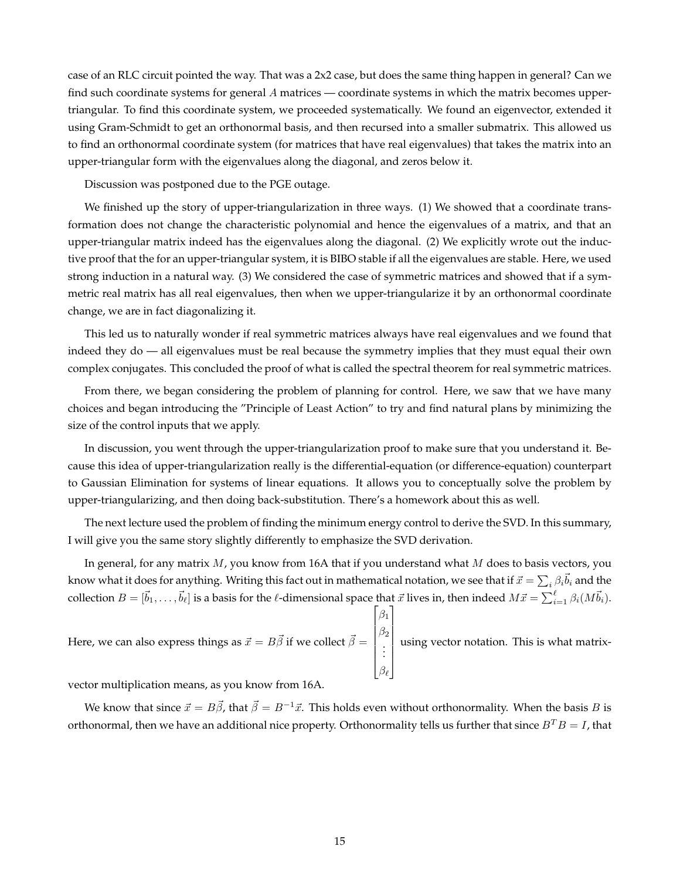case of an RLC circuit pointed the way. That was a 2x2 case, but does the same thing happen in general? Can we find such coordinate systems for general $A$ matrices — coordinate systems in which the matrix becomes upper-triangular. To find this coordinate system, we proceeded systematically. We found an eigenvector, extended it using Gram-Schmidt to get an orthonormal basis, and then recursed into a smaller submatrix. This allowed us to find an orthonormal coordinate system (for matrices that have real eigenvalues) that takes the matrix into an upper-triangular form with the eigenvalues along the diagonal, and zeros below it.

Discussion was postponed due to the PGE outage.

We finished up the story of upper-triangularization in three ways. (1) We showed that a coordinate transformation does not change the characteristic polynomial and hence the eigenvalues of a matrix, and that an upper-triangular matrix indeed has the eigenvalues along the diagonal. (2) We explicitly wrote out the inductive proof that the for an upper-triangular system, it is BIBO stable if all the eigenvalues are stable. Here, we used strong induction in a natural way. (3) We considered the case of symmetric matrices and showed that if a symmetric real matrix has all real eigenvalues, then when we upper-triangularize it by an orthonormal coordinate change, we are in fact diagonalizing it.

This led us to naturally wonder if real symmetric matrices always have real eigenvalues and we found that indeed they do — all eigenvalues must be real because the symmetry implies that they must equal their own complex conjugates. This concluded the proof of what is called the spectral theorem for real symmetric matrices.

From there, we began considering the problem of planning for control. Here, we saw that we have many choices and began introducing the "Principle of Least Action" to try and find natural plans by minimizing the size of the control inputs that we apply.

In discussion, you went through the upper-triangularization proof to make sure that you understand it. Because this idea of upper-triangularization really is the differential-equation (or difference-equation) counterpart to Gaussian Elimination for systems of linear equations. It allows you to conceptually solve the problem by upper-triangularizing, and then doing back-substitution. There's a homework about this as well.

The next lecture used the problem of finding the minimum energy control to derive the SVD. In this summary, I will give you the same story slightly differently to emphasize the SVD derivation.

In general, for any matrix $M$, you know from 16A that if you understand what $M$ does to basis vectors, you know what it does for anything. Writing this fact out in mathematical notation, we see that if $\vec{x} = \sum_i \beta_i \vec{b}_i$ and the collection $B = [\vec{b}_1, \ldots, \vec{b}_\ell]$ is a basis for the $\ell$-dimensional space that $\vec{x}$ lives in, then indeed $M\vec{x} = \sum_{i=1}^{\ell} \beta_i (M\vec{b}_i)$. Here, we can also express things as $\vec{x} = B\vec{\beta}$ if we collect $\vec{\beta} = \begin{bmatrix} \beta_1 \\ \beta_2 \\ \vdots \\ \beta_\ell \end{bmatrix}$ using vector notation. This is what matrix-vector multiplication means, as you know from 16A.

We know that since $\vec{x} = B\vec{\beta}$, that $\vec{\beta} = B^{-1}\vec{x}$. This holds even without orthonormality. When the basis $B$ is orthonormal, then we have an additional nice property. Orthonormality tells us further that since $B^T B = I$, that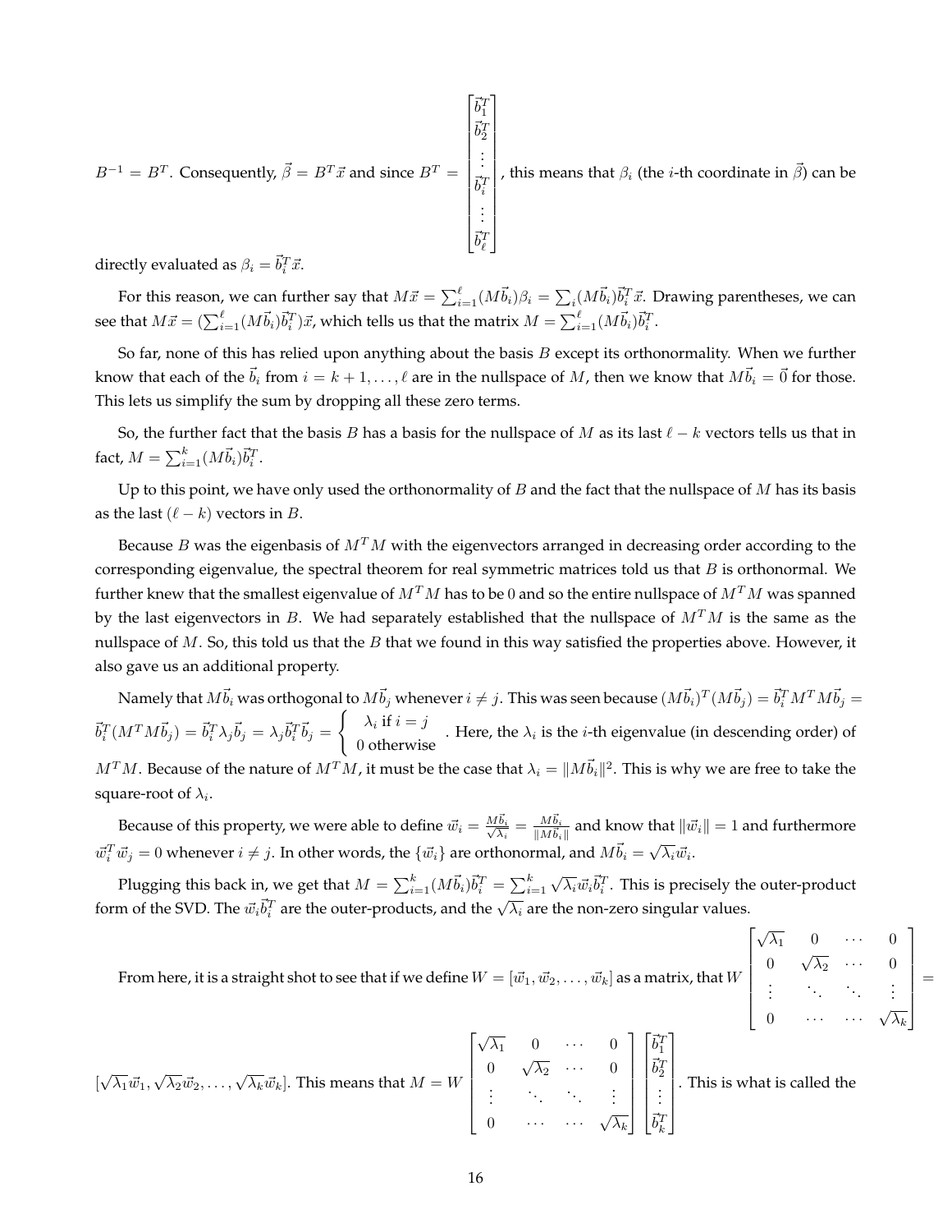$B^{-1} = B^T$. Consequently, $\vec{\beta} = B^T\vec{x}$ and since $B^T = \begin{bmatrix} \vec{b}_1^T \\ \vec{b}_2^T \\ \vdots \\ \vec{b}_i^T \\ \vdots \\ \vec{b}_\ell^T \end{bmatrix}$, this means that $\beta_i$ (the $i$-th coordinate in $\vec{\beta}$) can be directly evaluated as $\beta_i = \vec{b}_i^T\vec{x}$.

For this reason, we can further say that $M\vec{x} = \sum_{i=1}^{\ell}(M\vec{b}_i)\beta_i = \sum_i(M\vec{b}_i)\vec{b}_i^T\vec{x}$. Drawing parentheses, we can see that $M\vec{x} = (\sum_{i=1}^{\ell}(M\vec{b}_i)\vec{b}_i^T)\vec{x}$, which tells us that the matrix $M = \sum_{i=1}^{\ell}(M\vec{b}_i)\vec{b}_i^T$.

So far, none of this has relied upon anything about the basis $B$ except its orthonormality. When we further know that each of the $\vec{b}_i$ from $i = k+1, \ldots, \ell$ are in the nullspace of $M$, then we know that $M\vec{b}_i = \vec{0}$ for those. This lets us simplify the sum by dropping all these zero terms.

So, the further fact that the basis $B$ has a basis for the nullspace of $M$ as its last $\ell - k$ vectors tells us that in fact, $M = \sum_{i=1}^{k}(M\vec{b}_i)\vec{b}_i^T$.

Up to this point, we have only used the orthonormality of $B$ and the fact that the nullspace of $M$ has its basis as the last $(\ell - k)$ vectors in $B$.

Because $B$ was the eigenbasis of $M^TM$ with the eigenvectors arranged in decreasing order according to the corresponding eigenvalue, the spectral theorem for real symmetric matrices told us that $B$ is orthonormal. We further knew that the smallest eigenvalue of $M^TM$ has to be 0 and so the entire nullspace of $M^TM$ was spanned by the last eigenvectors in $B$. We had separately established that the nullspace of $M^TM$ is the same as the nullspace of $M$. So, this told us that the $B$ that we found in this way satisfied the properties above. However, it also gave us an additional property.

Namely that $M\vec{b}_i$ was orthogonal to $M\vec{b}_j$ whenever $i \neq j$. This was seen because $(M\vec{b}_i)^T(M\vec{b}_j) = \vec{b}_i^TM^TM\vec{b}_j = \vec{b}_i^T(M^TM\vec{b}_j) = \vec{b}_i^T\lambda_j\vec{b}_j = \lambda_j\vec{b}_i^T\vec{b}_j = \begin{cases} \lambda_i \text{ if } i = j \\ 0 \text{ otherwise} \end{cases}$. Here, the $\lambda_i$ is the $i$-th eigenvalue (in descending order) of $M^TM$. Because of the nature of $M^TM$, it must be the case that $\lambda_i = \|M\vec{b}_i\|^2$. This is why we are free to take the square-root of $\lambda_i$.

Because of this property, we were able to define $\vec{w}_i = \frac{M\vec{b}_i}{\sqrt{\lambda_i}} = \frac{M\vec{b}_i}{\|M\vec{b}_i\|}$ and know that $\|\vec{w}_i\| = 1$ and furthermore $\vec{w}_i^T\vec{w}_j = 0$ whenever $i \neq j$. In other words, the $\{\vec{w}_i\}$ are orthonormal, and $M\vec{b}_i = \sqrt{\lambda_i}\vec{w}_i$.

Plugging this back in, we get that $M = \sum_{i=1}^{k}(M\vec{b}_i)\vec{b}_i^T = \sum_{i=1}^{k}\sqrt{\lambda_i}\vec{w}_i\vec{b}_i^T$. This is precisely the outer-product form of the SVD. The $\vec{w}_i\vec{b}_i^T$ are the outer-products, and the $\sqrt{\lambda_i}$ are the non-zero singular values.

From here, it is a straight shot to see that if we define $W = [\vec{w}_1, \vec{w}_2, \ldots, \vec{w}_k]$ as a matrix, that $W \begin{bmatrix} \sqrt{\lambda_1} & 0 & \cdots & 0 \\ 0 & \sqrt{\lambda_2} & \cdots & 0 \\ \vdots & \ddots & \ddots & \vdots \\ 0 & \cdots & \cdots & \sqrt{\lambda_k} \end{bmatrix} = [\sqrt{\lambda_1}\vec{w}_1, \sqrt{\lambda_2}\vec{w}_2, \ldots, \sqrt{\lambda_k}\vec{w}_k]$. This means that $M = W \begin{bmatrix} \sqrt{\lambda_1} & 0 & \cdots & 0 \\ 0 & \sqrt{\lambda_2} & \cdots & 0 \\ \vdots & \ddots & \ddots & \vdots \\ 0 & \cdots & \cdots & \sqrt{\lambda_k} \end{bmatrix} \begin{bmatrix} \vec{b}_1^T \\ \vec{b}_2^T \\ \vdots \\ \vec{b}_k^T \end{bmatrix}$. This is what is called the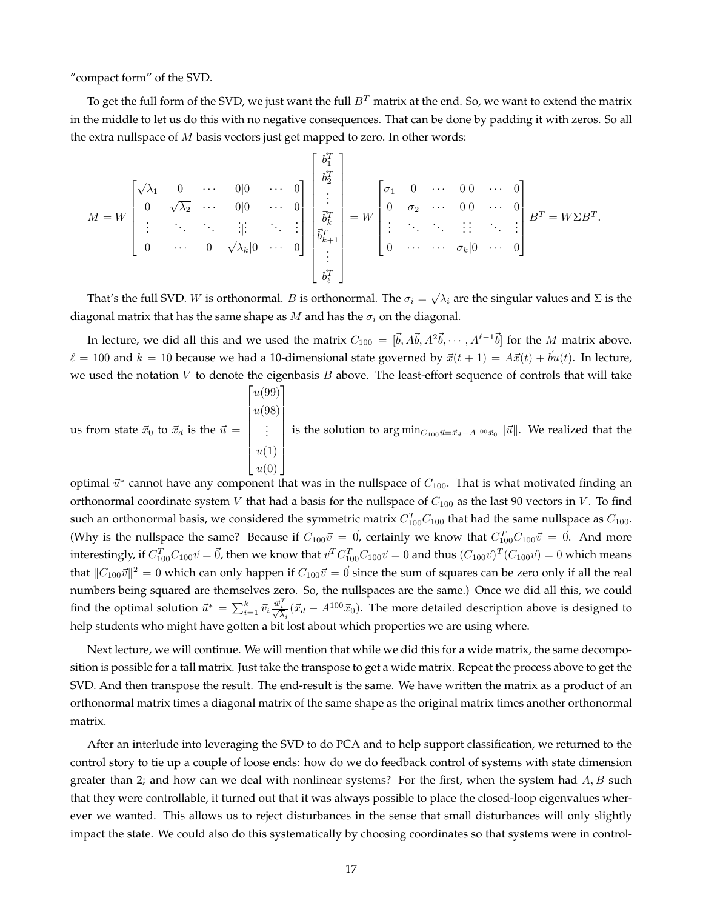"compact form" of the SVD.

To get the full form of the SVD, we just want the full $B^T$ matrix at the end. So, we want to extend the matrix in the middle to let us do this with no negative consequences. That can be done by padding it with zeros. So all the extra nullspace of $M$ basis vectors just get mapped to zero. In other words:

$$M = W \begin{bmatrix} \sqrt{\lambda_1} & 0 & \cdots & 0|0 & \cdots & 0 \\ 0 & \sqrt{\lambda_2} & \cdots & 0|0 & \cdots & 0 \\ \vdots & \ddots & \ddots & \vdots|\vdots & \ddots & \vdots \\ 0 & \cdots & 0 & \sqrt{\lambda_k}|0 & \cdots & 0 \end{bmatrix} \begin{bmatrix} \vec{b}_1^T \\ \vec{b}_2^T \\ \vdots \\ \vec{b}_k^T \\ \vec{b}_{k+1}^T \\ \vdots \\ \vec{b}_\ell^T \end{bmatrix} = W \begin{bmatrix} \sigma_1 & 0 & \cdots & 0|0 & \cdots & 0 \\ 0 & \sigma_2 & \cdots & 0|0 & \cdots & 0 \\ \vdots & \ddots & \ddots & \vdots|\vdots & \ddots & \vdots \\ 0 & \cdots & \cdots & \sigma_k|0 & \cdots & 0 \end{bmatrix} B^T = W\Sigma B^T.$$

That's the full SVD. $W$ is orthonormal. $B$ is orthonormal. The $\sigma_i = \sqrt{\lambda_i}$ are the singular values and $\Sigma$ is the diagonal matrix that has the same shape as $M$ and has the $\sigma_i$ on the diagonal.

In lecture, we did all this and we used the matrix $C_{100} = [\vec{b}, A\vec{b}, A^2\vec{b}, \cdots, A^{\ell-1}\vec{b}]$ for the $M$ matrix above. $\ell = 100$ and $k = 10$ because we had a 10-dimensional state governed by $\vec{x}(t+1) = A\vec{x}(t) + \vec{b}u(t)$. In lecture, we used the notation $V$ to denote the eigenbasis $B$ above. The least-effort sequence of controls that will take us from state $\vec{x}_0$ to $\vec{x}_d$ is the $\vec{u} = \begin{bmatrix} u(99) \\ u(98) \\ \vdots \\ u(1) \\ u(0) \end{bmatrix}$ is the solution to $\arg\min_{C_{100}\vec{u} = \vec{x}_d - A^{100}\vec{x}_0} \|\vec{u}\|$. We realized that the optimal $\vec{u}^*$ cannot have any component that was in the nullspace of $C_{100}$. That is what motivated finding an orthonormal coordinate system $V$ that had a basis for the nullspace of $C_{100}$ as the last 90 vectors in $V$. To find such an orthonormal basis, we considered the symmetric matrix $C_{100}^T C_{100}$ that had the same nullspace as $C_{100}$. (Why is the nullspace the same? Because if $C_{100}\vec{v} = \vec{0}$, certainly we know that $C_{100}^T C_{100}\vec{v} = \vec{0}$. And more interestingly, if $C_{100}^T C_{100}\vec{v} = \vec{0}$, then we know that $\vec{v}^T C_{100}^T C_{100}\vec{v} = 0$ and thus $(C_{100}\vec{v})^T(C_{100}\vec{v}) = 0$ which means that $\|C_{100}\vec{v}\|^2 = 0$ which can only happen if $C_{100}\vec{v} = \vec{0}$ since the sum of squares can be zero only if all the real numbers being squared are themselves zero. So, the nullspaces are the same.) Once we did all this, we could find the optimal solution $\vec{u}^* = \sum_{i=1}^k \vec{v}_i \frac{\vec{w}_i^T}{\sqrt{\lambda_i}}(\vec{x}_d - A^{100}\vec{x}_0)$. The more detailed description above is designed to help students who might have gotten a bit lost about which properties we are using where.

Next lecture, we will continue. We will mention that while we did this for a wide matrix, the same decomposition is possible for a tall matrix. Just take the transpose to get a wide matrix. Repeat the process above to get the SVD. And then transpose the result. The end-result is the same. We have written the matrix as a product of an orthonormal matrix times a diagonal matrix of the same shape as the original matrix times another orthonormal matrix.

After an interlude into leveraging the SVD to do PCA and to help support classification, we returned to the control story to tie up a couple of loose ends: how do we do feedback control of systems with state dimension greater than 2; and how can we deal with nonlinear systems? For the first, when the system had $A, B$ such that they were controllable, it turned out that it was always possible to place the closed-loop eigenvalues wherever we wanted. This allows us to reject disturbances in the sense that small disturbances will only slightly impact the state. We could also do this systematically by choosing coordinates so that systems were in control-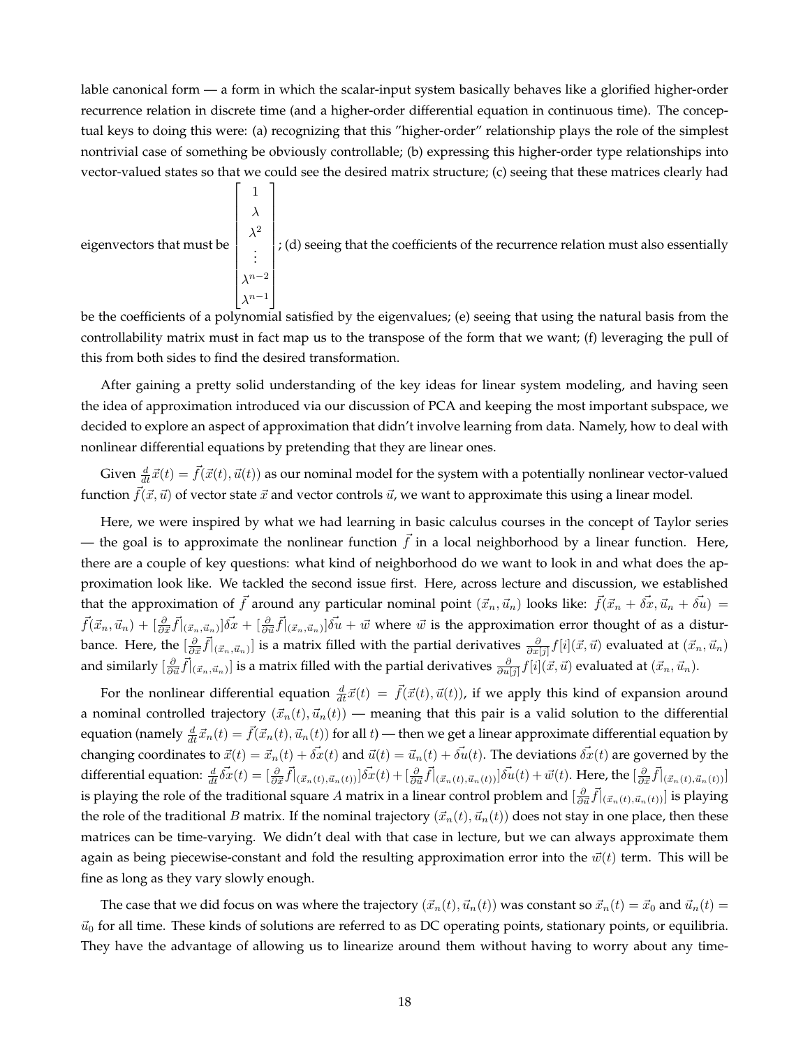lable canonical form — a form in which the scalar-input system basically behaves like a glorified higher-order recurrence relation in discrete time (and a higher-order differential equation in continuous time). The conceptual keys to doing this were: (a) recognizing that this "higher-order" relationship plays the role of the simplest nontrivial case of something be obviously controllable; (b) expressing this higher-order type relationships into vector-valued states so that we could see the desired matrix structure; (c) seeing that these matrices clearly had eigenvectors that must be $\begin{bmatrix} 1 \\ \lambda \\ \lambda^2 \\ \vdots \\ \lambda^{n-2} \\ \lambda^{n-1} \end{bmatrix}$; (d) seeing that the coefficients of the recurrence relation must also essentially be the coefficients of a polynomial satisfied by the eigenvalues; (e) seeing that using the natural basis from the controllability matrix must in fact map us to the transpose of the form that we want; (f) leveraging the pull of this from both sides to find the desired transformation.

After gaining a pretty solid understanding of the key ideas for linear system modeling, and having seen the idea of approximation introduced via our discussion of PCA and keeping the most important subspace, we decided to explore an aspect of approximation that didn't involve learning from data. Namely, how to deal with nonlinear differential equations by pretending that they are linear ones.

Given $\frac{d}{dt}\vec{x}(t) = \vec{f}(\vec{x}(t), \vec{u}(t))$ as our nominal model for the system with a potentially nonlinear vector-valued function $\vec{f}(\vec{x}, \vec{u})$ of vector state $\vec{x}$ and vector controls $\vec{u}$, we want to approximate this using a linear model.

Here, we were inspired by what we had learning in basic calculus courses in the concept of Taylor series — the goal is to approximate the nonlinear function $\vec{f}$ in a local neighborhood by a linear function. Here, there are a couple of key questions: what kind of neighborhood do we want to look in and what does the approximation look like. We tackled the second issue first. Here, across lecture and discussion, we established that the approximation of $\vec{f}$ around any particular nominal point $(\vec{x}_n, \vec{u}_n)$ looks like: $\vec{f}(\vec{x}_n + \vec{\delta x}, \vec{u}_n + \vec{\delta u}) = \vec{f}(\vec{x}_n, \vec{u}_n) + [\frac{\partial}{\partial \vec{x}}\vec{f}|_{(\vec{x}_n,\vec{u}_n)}]\vec{\delta x} + [\frac{\partial}{\partial \vec{u}}\vec{f}|_{(\vec{x}_n,\vec{u}_n)}]\vec{\delta u} + \vec{w}$ where $\vec{w}$ is the approximation error thought of as a disturbance. Here, the $[\frac{\partial}{\partial \vec{x}}\vec{f}|_{(\vec{x}_n,\vec{u}_n)}]$ is a matrix filled with the partial derivatives $\frac{\partial}{\partial x[j]} f[i](\vec{x}, \vec{u})$ evaluated at $(\vec{x}_n, \vec{u}_n)$ and similarly $[\frac{\partial}{\partial \vec{u}}\vec{f}|_{(\vec{x}_n,\vec{u}_n)}]$ is a matrix filled with the partial derivatives $\frac{\partial}{\partial u[j]} f[i](\vec{x}, \vec{u})$ evaluated at $(\vec{x}_n, \vec{u}_n)$.

For the nonlinear differential equation $\frac{d}{dt}\vec{x}(t) = \vec{f}(\vec{x}(t), \vec{u}(t))$, if we apply this kind of expansion around a nominal controlled trajectory $(\vec{x}_n(t), \vec{u}_n(t))$ — meaning that this pair is a valid solution to the differential equation (namely $\frac{d}{dt}\vec{x}_n(t) = \vec{f}(\vec{x}_n(t), \vec{u}_n(t))$ for all $t$) — then we get a linear approximate differential equation by changing coordinates to $\vec{x}(t) = \vec{x}_n(t) + \vec{\delta x}(t)$ and $\vec{u}(t) = \vec{u}_n(t) + \vec{\delta u}(t)$. The deviations $\vec{\delta x}(t)$ are governed by the differential equation: $\frac{d}{dt}\vec{\delta x}(t) = [\frac{\partial}{\partial \vec{x}}\vec{f}|_{(\vec{x}_n(t),\vec{u}_n(t))}]\vec{\delta x}(t) + [\frac{\partial}{\partial \vec{u}}\vec{f}|_{(\vec{x}_n(t),\vec{u}_n(t))}]\vec{\delta u}(t) + \vec{w}(t)$. Here, the $[\frac{\partial}{\partial \vec{x}}\vec{f}|_{(\vec{x}_n(t),\vec{u}_n(t))}]$ is playing the role of the traditional square $A$ matrix in a linear control problem and $[\frac{\partial}{\partial \vec{u}}\vec{f}|_{(\vec{x}_n(t),\vec{u}_n(t))}]$ is playing the role of the traditional $B$ matrix. If the nominal trajectory $(\vec{x}_n(t), \vec{u}_n(t))$ does not stay in one place, then these matrices can be time-varying. We didn't deal with that case in lecture, but we can always approximate them again as being piecewise-constant and fold the resulting approximation error into the $\vec{w}(t)$ term. This will be fine as long as they vary slowly enough.

The case that we did focus on was where the trajectory $(\vec{x}_n(t), \vec{u}_n(t))$ was constant so $\vec{x}_n(t) = \vec{x}_0$ and $\vec{u}_n(t) = \vec{u}_0$ for all time. These kinds of solutions are referred to as DC operating points, stationary points, or equilibria. They have the advantage of allowing us to linearize around them without having to worry about any time-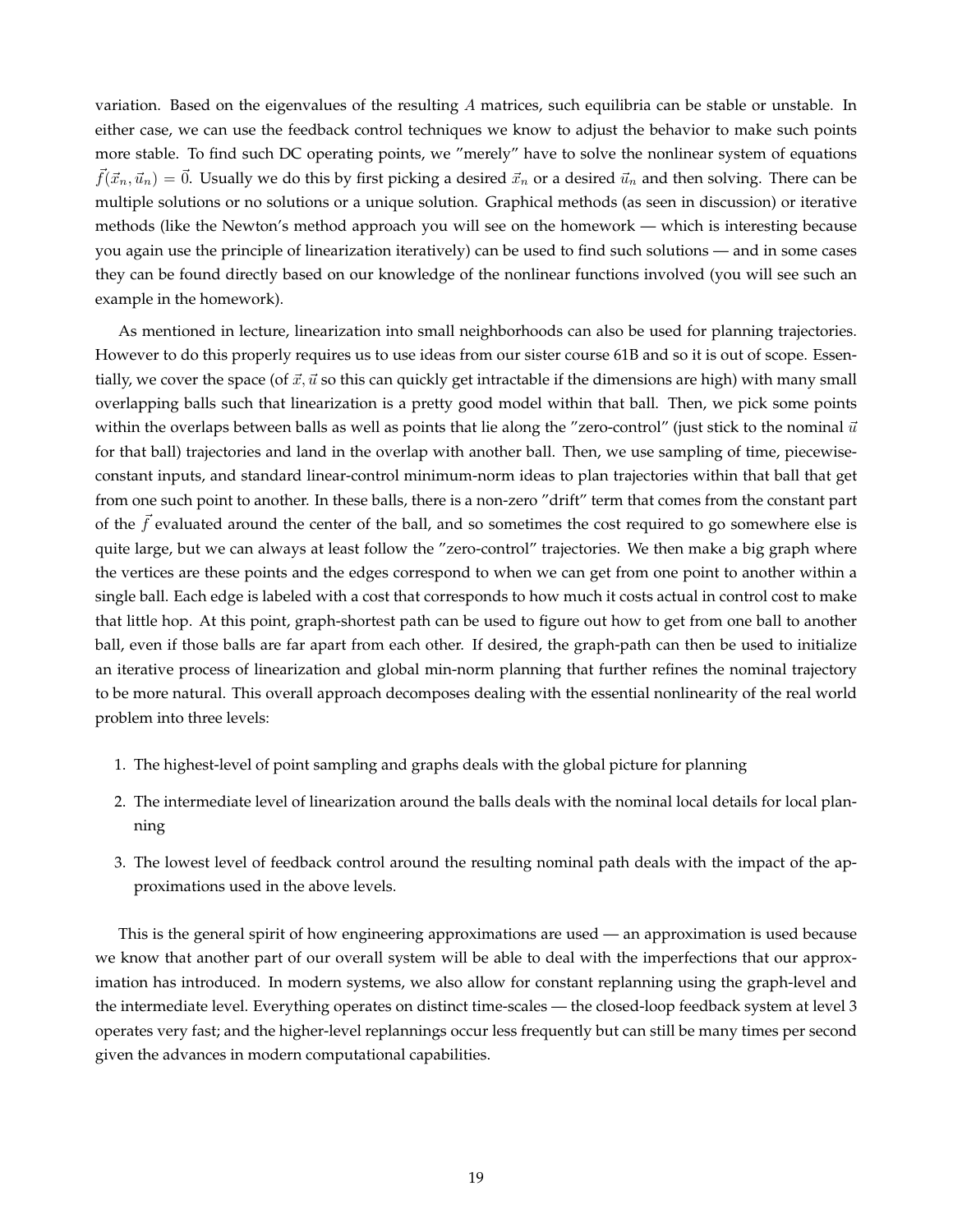variation. Based on the eigenvalues of the resulting $A$ matrices, such equilibria can be stable or unstable. In either case, we can use the feedback control techniques we know to adjust the behavior to make such points more stable. To find such DC operating points, we "merely" have to solve the nonlinear system of equations $\vec{f}(\vec{x}_n, \vec{u}_n) = \vec{0}$. Usually we do this by first picking a desired $\vec{x}_n$ or a desired $\vec{u}_n$ and then solving. There can be multiple solutions or no solutions or a unique solution. Graphical methods (as seen in discussion) or iterative methods (like the Newton's method approach you will see on the homework — which is interesting because you again use the principle of linearization iteratively) can be used to find such solutions — and in some cases they can be found directly based on our knowledge of the nonlinear functions involved (you will see such an example in the homework).

As mentioned in lecture, linearization into small neighborhoods can also be used for planning trajectories. However to do this properly requires us to use ideas from our sister course 61B and so it is out of scope. Essentially, we cover the space (of $\vec{x}, \vec{u}$ so this can quickly get intractable if the dimensions are high) with many small overlapping balls such that linearization is a pretty good model within that ball. Then, we pick some points within the overlaps between balls as well as points that lie along the "zero-control" (just stick to the nominal $\vec{u}$ for that ball) trajectories and land in the overlap with another ball. Then, we use sampling of time, piecewise-constant inputs, and standard linear-control minimum-norm ideas to plan trajectories within that ball that get from one such point to another. In these balls, there is a non-zero "drift" term that comes from the constant part of the $\vec{f}$ evaluated around the center of the ball, and so sometimes the cost required to go somewhere else is quite large, but we can always at least follow the "zero-control" trajectories. We then make a big graph where the vertices are these points and the edges correspond to when we can get from one point to another within a single ball. Each edge is labeled with a cost that corresponds to how much it costs actual in control cost to make that little hop. At this point, graph-shortest path can be used to figure out how to get from one ball to another ball, even if those balls are far apart from each other. If desired, the graph-path can then be used to initialize an iterative process of linearization and global min-norm planning that further refines the nominal trajectory to be more natural. This overall approach decomposes dealing with the essential nonlinearity of the real world problem into three levels:

1. The highest-level of point sampling and graphs deals with the global picture for planning
2. The intermediate level of linearization around the balls deals with the nominal local details for local planning
3. The lowest level of feedback control around the resulting nominal path deals with the impact of the approximations used in the above levels.

This is the general spirit of how engineering approximations are used — an approximation is used because we know that another part of our overall system will be able to deal with the imperfections that our approximation has introduced. In modern systems, we also allow for constant replanning using the graph-level and the intermediate level. Everything operates on distinct time-scales — the closed-loop feedback system at level 3 operates very fast; and the higher-level replannings occur less frequently but can still be many times per second given the advances in modern computational capabilities.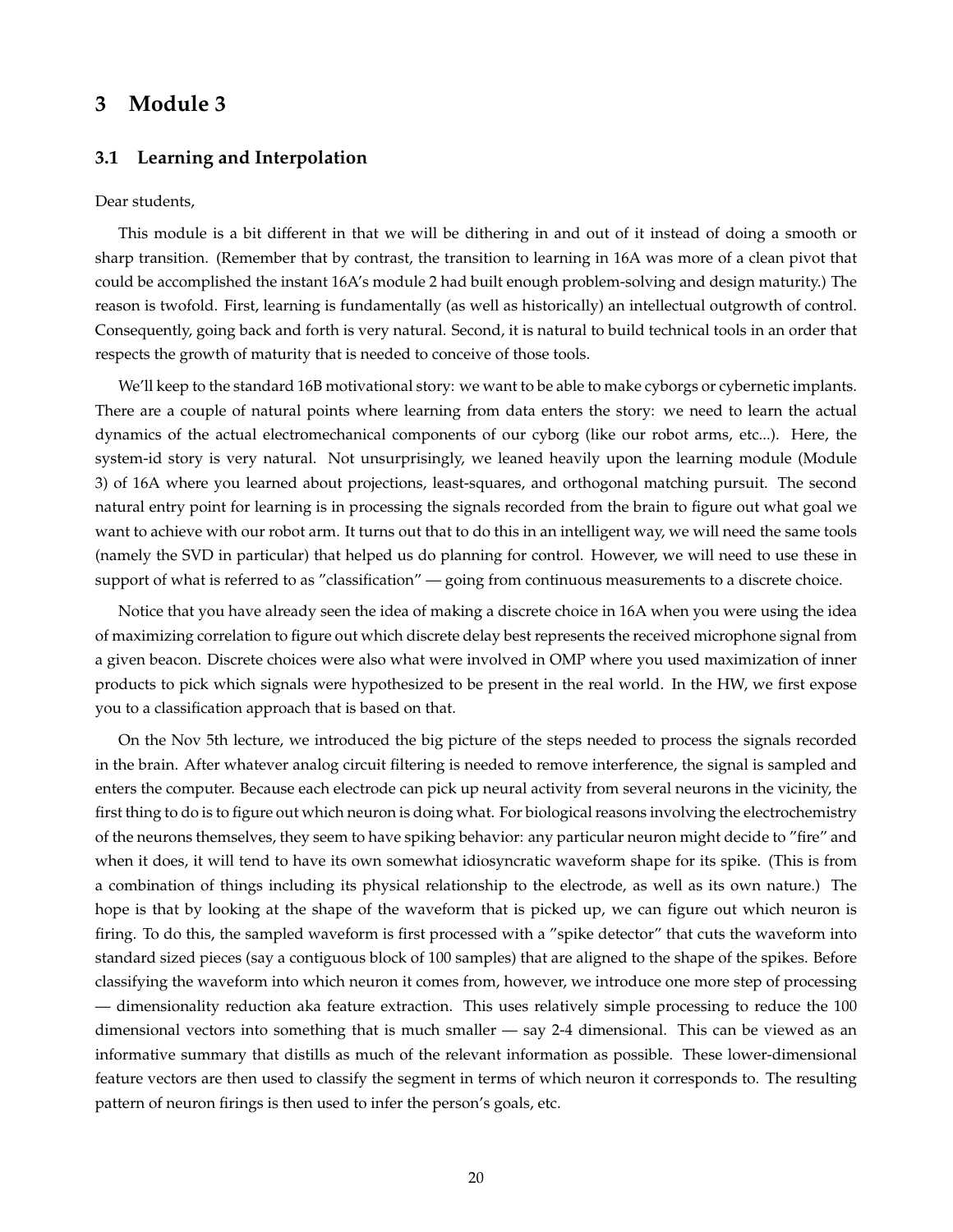# 3 Module 3

## 3.1 Learning and Interpolation

Dear students,

This module is a bit different in that we will be dithering in and out of it instead of doing a smooth or sharp transition. (Remember that by contrast, the transition to learning in 16A was more of a clean pivot that could be accomplished the instant 16A's module 2 had built enough problem-solving and design maturity.) The reason is twofold. First, learning is fundamentally (as well as historically) an intellectual outgrowth of control. Consequently, going back and forth is very natural. Second, it is natural to build technical tools in an order that respects the growth of maturity that is needed to conceive of those tools.

We'll keep to the standard 16B motivational story: we want to be able to make cyborgs or cybernetic implants. There are a couple of natural points where learning from data enters the story: we need to learn the actual dynamics of the actual electromechanical components of our cyborg (like our robot arms, etc...). Here, the system-id story is very natural. Not unsurprisingly, we leaned heavily upon the learning module (Module 3) of 16A where you learned about projections, least-squares, and orthogonal matching pursuit. The second natural entry point for learning is in processing the signals recorded from the brain to figure out what goal we want to achieve with our robot arm. It turns out that to do this in an intelligent way, we will need the same tools (namely the SVD in particular) that helped us do planning for control. However, we will need to use these in support of what is referred to as "classification" — going from continuous measurements to a discrete choice.

Notice that you have already seen the idea of making a discrete choice in 16A when you were using the idea of maximizing correlation to figure out which discrete delay best represents the received microphone signal from a given beacon. Discrete choices were also what were involved in OMP where you used maximization of inner products to pick which signals were hypothesized to be present in the real world. In the HW, we first expose you to a classification approach that is based on that.

On the Nov 5th lecture, we introduced the big picture of the steps needed to process the signals recorded in the brain. After whatever analog circuit filtering is needed to remove interference, the signal is sampled and enters the computer. Because each electrode can pick up neural activity from several neurons in the vicinity, the first thing to do is to figure out which neuron is doing what. For biological reasons involving the electrochemistry of the neurons themselves, they seem to have spiking behavior: any particular neuron might decide to "fire" and when it does, it will tend to have its own somewhat idiosyncratic waveform shape for its spike. (This is from a combination of things including its physical relationship to the electrode, as well as its own nature.) The hope is that by looking at the shape of the waveform that is picked up, we can figure out which neuron is firing. To do this, the sampled waveform is first processed with a "spike detector" that cuts the waveform into standard sized pieces (say a contiguous block of 100 samples) that are aligned to the shape of the spikes. Before classifying the waveform into which neuron it comes from, however, we introduce one more step of processing — dimensionality reduction aka feature extraction. This uses relatively simple processing to reduce the 100 dimensional vectors into something that is much smaller — say 2-4 dimensional. This can be viewed as an informative summary that distills as much of the relevant information as possible. These lower-dimensional feature vectors are then used to classify the segment in terms of which neuron it corresponds to. The resulting pattern of neuron firings is then used to infer the person's goals, etc.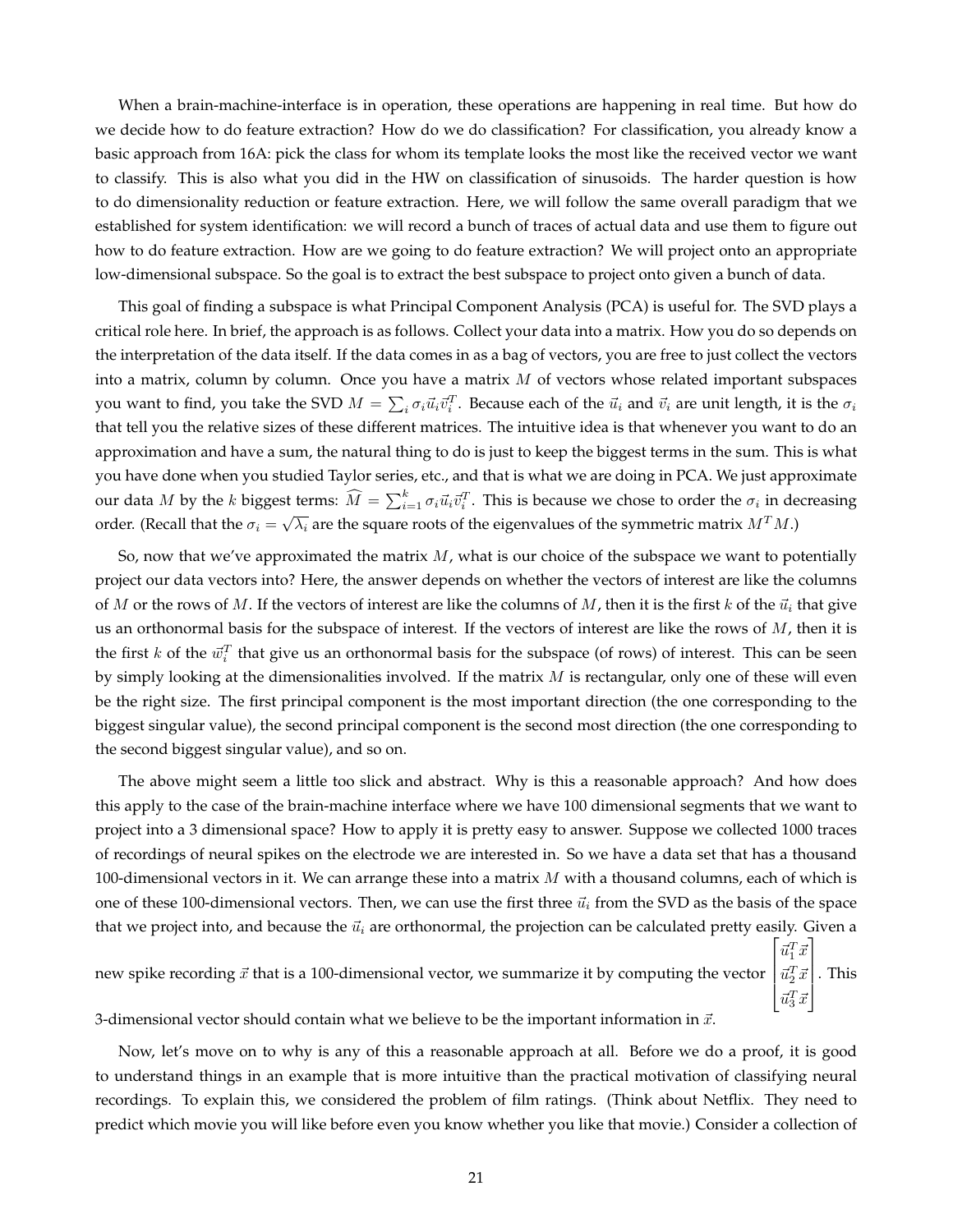When a brain-machine-interface is in operation, these operations are happening in real time. But how do we decide how to do feature extraction? How do we do classification? For classification, you already know a basic approach from 16A: pick the class for whom its template looks the most like the received vector we want to classify. This is also what you did in the HW on classification of sinusoids. The harder question is how to do dimensionality reduction or feature extraction. Here, we will follow the same overall paradigm that we established for system identification: we will record a bunch of traces of actual data and use them to figure out how to do feature extraction. How are we going to do feature extraction? We will project onto an appropriate low-dimensional subspace. So the goal is to extract the best subspace to project onto given a bunch of data.

This goal of finding a subspace is what Principal Component Analysis (PCA) is useful for. The SVD plays a critical role here. In brief, the approach is as follows. Collect your data into a matrix. How you do so depends on the interpretation of the data itself. If the data comes in as a bag of vectors, you are free to just collect the vectors into a matrix, column by column. Once you have a matrix $M$ of vectors whose related important subspaces you want to find, you take the SVD $M = \sum_i \sigma_i \vec{u}_i \vec{v}_i^T$. Because each of the $\vec{u}_i$ and $\vec{v}_i$ are unit length, it is the $\sigma_i$ that tell you the relative sizes of these different matrices. The intuitive idea is that whenever you want to do an approximation and have a sum, the natural thing to do is just to keep the biggest terms in the sum. This is what you have done when you studied Taylor series, etc., and that is what we are doing in PCA. We just approximate our data $M$ by the $k$ biggest terms: $\widehat{M} = \sum_{i=1}^{k} \sigma_i \vec{u}_i \vec{v}_i^T$. This is because we chose to order the $\sigma_i$ in decreasing order. (Recall that the $\sigma_i = \sqrt{\lambda_i}$ are the square roots of the eigenvalues of the symmetric matrix $M^T M$.)

So, now that we've approximated the matrix $M$, what is our choice of the subspace we want to potentially project our data vectors into? Here, the answer depends on whether the vectors of interest are like the columns of $M$ or the rows of $M$. If the vectors of interest are like the columns of $M$, then it is the first $k$ of the $\vec{u}_i$ that give us an orthonormal basis for the subspace of interest. If the vectors of interest are like the rows of $M$, then it is the first $k$ of the $\vec{w}_i^T$ that give us an orthonormal basis for the subspace (of rows) of interest. This can be seen by simply looking at the dimensionalities involved. If the matrix $M$ is rectangular, only one of these will even be the right size. The first principal component is the most important direction (the one corresponding to the biggest singular value), the second principal component is the second most direction (the one corresponding to the second biggest singular value), and so on.

The above might seem a little too slick and abstract. Why is this a reasonable approach? And how does this apply to the case of the brain-machine interface where we have 100 dimensional segments that we want to project into a 3 dimensional space? How to apply it is pretty easy to answer. Suppose we collected 1000 traces of recordings of neural spikes on the electrode we are interested in. So we have a data set that has a thousand 100-dimensional vectors in it. We can arrange these into a matrix $M$ with a thousand columns, each of which is one of these 100-dimensional vectors. Then, we can use the first three $\vec{u}_i$ from the SVD as the basis of the space that we project into, and because the $\vec{u}_i$ are orthonormal, the projection can be calculated pretty easily. Given a new spike recording $\vec{x}$ that is a 100-dimensional vector, we summarize it by computing the vector $\begin{bmatrix} \vec{u}_1^T \vec{x} \\ \vec{u}_2^T \vec{x} \\ \vec{u}_3^T \vec{x} \end{bmatrix}$. This 3-dimensional vector should contain what we believe to be the important information in $\vec{x}$.

Now, let's move on to why is any of this a reasonable approach at all. Before we do a proof, it is good to understand things in an example that is more intuitive than the practical motivation of classifying neural recordings. To explain this, we considered the problem of film ratings. (Think about Netflix. They need to predict which movie you will like before even you know whether you like that movie.) Consider a collection of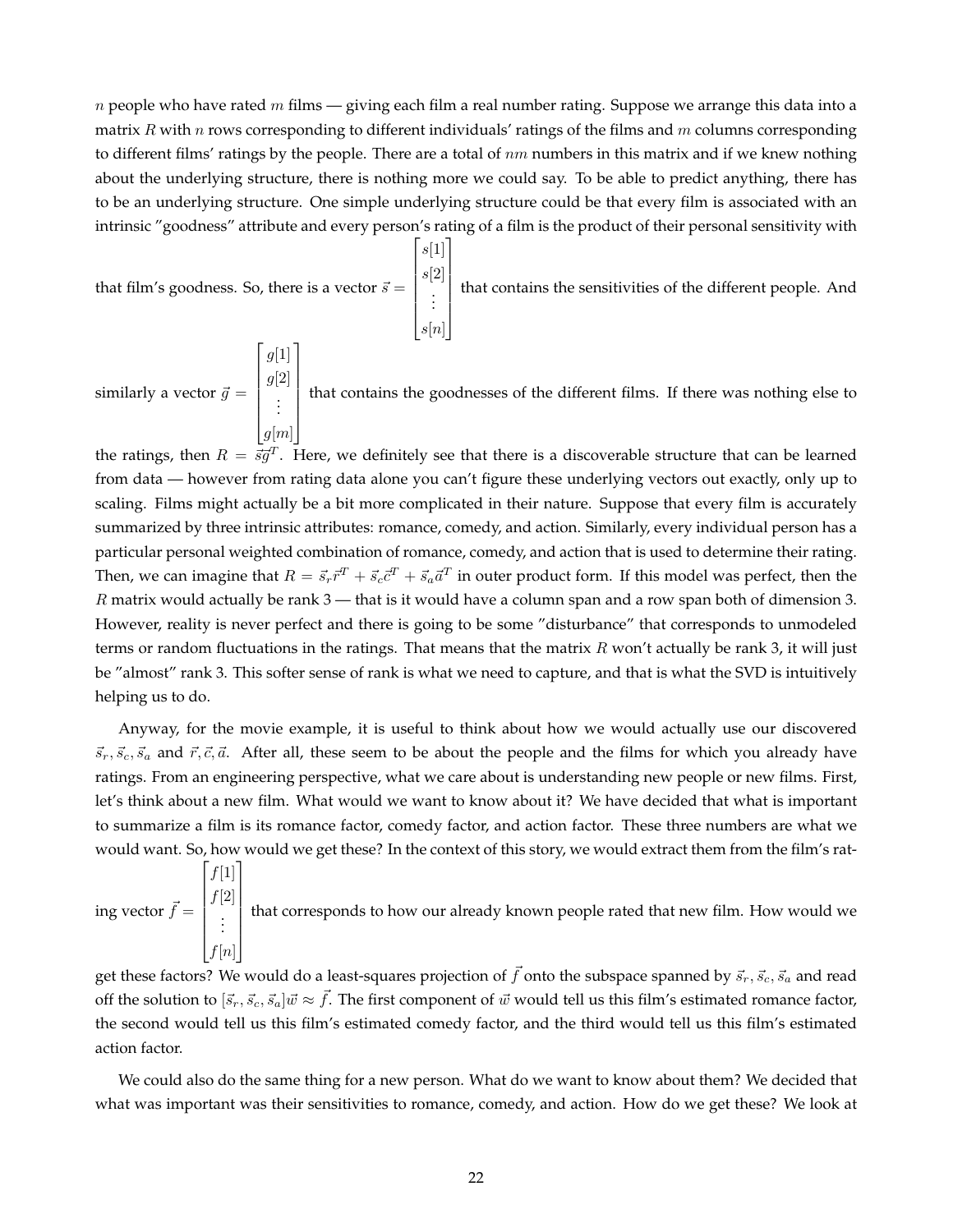$n$ people who have rated $m$ films — giving each film a real number rating. Suppose we arrange this data into a matrix $R$ with $n$ rows corresponding to different individuals' ratings of the films and $m$ columns corresponding to different films' ratings by the people. There are a total of $nm$ numbers in this matrix and if we knew nothing about the underlying structure, there is nothing more we could say. To be able to predict anything, there has to be an underlying structure. One simple underlying structure could be that every film is associated with an intrinsic "goodness" attribute and every person's rating of a film is the product of their personal sensitivity with that film's goodness. So, there is a vector $\vec{s} = \begin{bmatrix} s[1] \\ s[2] \\ \vdots \\ s[n] \end{bmatrix}$ that contains the sensitivities of the different people. And similarly a vector $\vec{g} = \begin{bmatrix} g[1] \\ g[2] \\ \vdots \\ g[m] \end{bmatrix}$ that contains the goodnesses of the different films. If there was nothing else to the ratings, then $R = \vec{s}\vec{g}^T$. Here, we definitely see that there is a discoverable structure that can be learned from data — however from rating data alone you can't figure these underlying vectors out exactly, only up to scaling. Films might actually be a bit more complicated in their nature. Suppose that every film is accurately summarized by three intrinsic attributes: romance, comedy, and action. Similarly, every individual person has a particular personal weighted combination of romance, comedy, and action that is used to determine their rating. Then, we can imagine that $R = \vec{s}_r\vec{r}^T + \vec{s}_c\vec{c}^T + \vec{s}_a\vec{a}^T$ in outer product form. If this model was perfect, then the $R$ matrix would actually be rank 3 — that is it would have a column span and a row span both of dimension 3. However, reality is never perfect and there is going to be some "disturbance" that corresponds to unmodeled terms or random fluctuations in the ratings. That means that the matrix $R$ won't actually be rank 3, it will just be "almost" rank 3. This softer sense of rank is what we need to capture, and that is what the SVD is intuitively helping us to do.

Anyway, for the movie example, it is useful to think about how we would actually use our discovered $\vec{s}_r, \vec{s}_c, \vec{s}_a$ and $\vec{r}, \vec{c}, \vec{a}$. After all, these seem to be about the people and the films for which you already have ratings. From an engineering perspective, what we care about is understanding new people or new films. First, let's think about a new film. What would we want to know about it? We have decided that what is important to summarize a film is its romance factor, comedy factor, and action factor. These three numbers are what we would want. So, how would we get these? In the context of this story, we would extract them from the film's rating vector $\vec{f} = \begin{bmatrix} f[1] \\ f[2] \\ \vdots \\ f[n] \end{bmatrix}$ that corresponds to how our already known people rated that new film. How would we get these factors? We would do a least-squares projection of $\vec{f}$ onto the subspace spanned by $\vec{s}_r, \vec{s}_c, \vec{s}_a$ and read off the solution to $[\vec{s}_r, \vec{s}_c, \vec{s}_a]\vec{w} \approx \vec{f}$. The first component of $\vec{w}$ would tell us this film's estimated romance factor, the second would tell us this film's estimated comedy factor, and the third would tell us this film's estimated action factor.

We could also do the same thing for a new person. What do we want to know about them? We decided that what was important was their sensitivities to romance, comedy, and action. How do we get these? We look at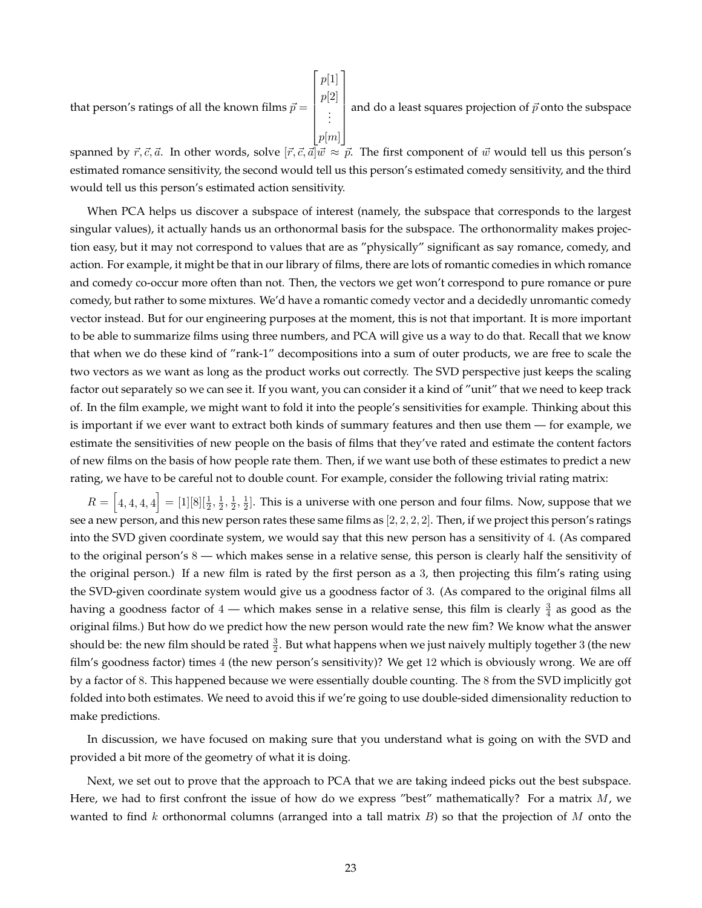that person's ratings of all the known films $\vec{p} = \begin{bmatrix} p[1] \\ p[2] \\ \vdots \\ p[m] \end{bmatrix}$ and do a least squares projection of $\vec{p}$ onto the subspace spanned by $\vec{r}, \vec{c}, \vec{a}$. In other words, solve $[\vec{r}, \vec{c}, \vec{a}]\vec{w} \approx \vec{p}$. The first component of $\vec{w}$ would tell us this person's estimated romance sensitivity, the second would tell us this person's estimated comedy sensitivity, and the third would tell us this person's estimated action sensitivity.

When PCA helps us discover a subspace of interest (namely, the subspace that corresponds to the largest singular values), it actually hands us an orthonormal basis for the subspace. The orthonormality makes projection easy, but it may not correspond to values that are as "physically" significant as say romance, comedy, and action. For example, it might be that in our library of films, there are lots of romantic comedies in which romance and comedy co-occur more often than not. Then, the vectors we get won't correspond to pure romance or pure comedy, but rather to some mixtures. We'd have a romantic comedy vector and a decidedly unromantic comedy vector instead. But for our engineering purposes at the moment, this is not that important. It is more important to be able to summarize films using three numbers, and PCA will give us a way to do that. Recall that we know that when we do these kind of "rank-1" decompositions into a sum of outer products, we are free to scale the two vectors as we want as long as the product works out correctly. The SVD perspective just keeps the scaling factor out separately so we can see it. If you want, you can consider it a kind of "unit" that we need to keep track of. In the film example, we might want to fold it into the people's sensitivities for example. Thinking about this is important if we ever want to extract both kinds of summary features and then use them — for example, we estimate the sensitivities of new people on the basis of films that they've rated and estimate the content factors of new films on the basis of how people rate them. Then, if we want use both of these estimates to predict a new rating, we have to be careful not to double count. For example, consider the following trivial rating matrix:

$R = \begin{bmatrix} 4, 4, 4, 4 \end{bmatrix} = [1][8][\frac{1}{2}, \frac{1}{2}, \frac{1}{2}, \frac{1}{2}]$. This is a universe with one person and four films. Now, suppose that we see a new person, and this new person rates these same films as $[2, 2, 2, 2]$. Then, if we project this person's ratings into the SVD given coordinate system, we would say that this new person has a sensitivity of $4$. (As compared to the original person's $8$ — which makes sense in a relative sense, this person is clearly half the sensitivity of the original person.) If a new film is rated by the first person as a $3$, then projecting this film's rating using the SVD-given coordinate system would give us a goodness factor of $3$. (As compared to the original films all having a goodness factor of $4$ — which makes sense in a relative sense, this film is clearly $\frac{3}{4}$ as good as the original films.) But how do we predict how the new person would rate the new fim? We know what the answer should be: the new film should be rated $\frac{3}{2}$. But what happens when we just naively multiply together $3$ (the new film's goodness factor) times $4$ (the new person's sensitivity)? We get $12$ which is obviously wrong. We are off by a factor of $8$. This happened because we were essentially double counting. The $8$ from the SVD implicitly got folded into both estimates. We need to avoid this if we're going to use double-sided dimensionality reduction to make predictions.

In discussion, we have focused on making sure that you understand what is going on with the SVD and provided a bit more of the geometry of what it is doing.

Next, we set out to prove that the approach to PCA that we are taking indeed picks out the best subspace. Here, we had to first confront the issue of how do we express "best" mathematically? For a matrix $M$, we wanted to find $k$ orthonormal columns (arranged into a tall matrix $B$) so that the projection of $M$ onto the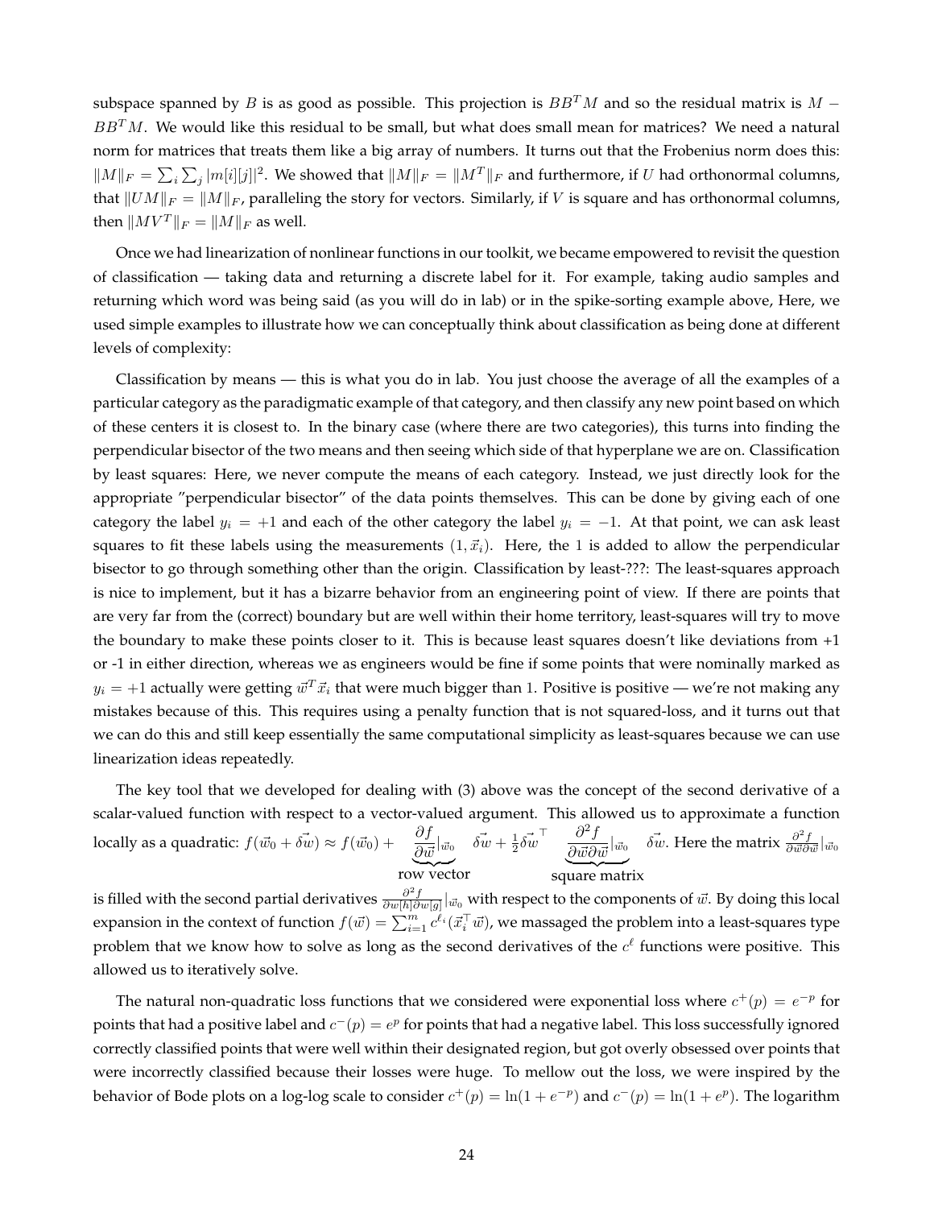subspace spanned by $B$ is as good as possible. This projection is $BB^TM$ and so the residual matrix is $M - BB^TM$. We would like this residual to be small, but what does small mean for matrices? We need a natural norm for matrices that treats them like a big array of numbers. It turns out that the Frobenius norm does this: $\|M\|_F = \sum_i \sum_j |m[i][j]|^2$. We showed that $\|M\|_F = \|M^T\|_F$ and furthermore, if $U$ had orthonormal columns, that $\|UM\|_F = \|M\|_F$, paralleling the story for vectors. Similarly, if $V$ is square and has orthonormal columns, then $\|MV^T\|_F = \|M\|_F$ as well.

Once we had linearization of nonlinear functions in our toolkit, we became empowered to revisit the question of classification — taking data and returning a discrete label for it. For example, taking audio samples and returning which word was being said (as you will do in lab) or in the spike-sorting example above, Here, we used simple examples to illustrate how we can conceptually think about classification as being done at different levels of complexity:

Classification by means — this is what you do in lab. You just choose the average of all the examples of a particular category as the paradigmatic example of that category, and then classify any new point based on which of these centers it is closest to. In the binary case (where there are two categories), this turns into finding the perpendicular bisector of the two means and then seeing which side of that hyperplane we are on. Classification by least squares: Here, we never compute the means of each category. Instead, we just directly look for the appropriate "perpendicular bisector" of the data points themselves. This can be done by giving each of one category the label $y_i = +1$ and each of the other category the label $y_i = -1$. At that point, we can ask least squares to fit these labels using the measurements $(1, \vec{x}_i)$. Here, the 1 is added to allow the perpendicular bisector to go through something other than the origin. Classification by least-???: The least-squares approach is nice to implement, but it has a bizarre behavior from an engineering point of view. If there are points that are very far from the (correct) boundary but are well within their home territory, least-squares will try to move the boundary to make these points closer to it. This is because least squares doesn't like deviations from +1 or -1 in either direction, whereas we as engineers would be fine if some points that were nominally marked as $y_i = +1$ actually were getting $\vec{w}^T\vec{x}_i$ that were much bigger than 1. Positive is positive — we're not making any mistakes because of this. This requires using a penalty function that is not squared-loss, and it turns out that we can do this and still keep essentially the same computational simplicity as least-squares because we can use linearization ideas repeatedly.

The key tool that we developed for dealing with (3) above was the concept of the second derivative of a scalar-valued function with respect to a vector-valued argument. This allowed us to approximate a function locally as a quadratic: $f(\vec{w}_0 + \vec{\delta w}) \approx f(\vec{w}_0) + \underbrace{\frac{\partial f}{\partial \vec{w}}|_{\vec{w}_0}}_{\text{row vector}} \vec{\delta w} + \frac{1}{2}\vec{\delta w}^\top \underbrace{\frac{\partial^2 f}{\partial \vec{w} \partial \vec{w}}|_{\vec{w}_0}}_{\text{square matrix}} \vec{\delta w}$. Here the matrix $\frac{\partial^2 f}{\partial \vec{w} \partial \vec{w}}|_{\vec{w}_0}$ is filled with the second partial derivatives $\frac{\partial^2 f}{\partial w[h] \partial w[g]}|_{\vec{w}_0}$ with respect to the components of $\vec{w}$. By doing this local expansion in the context of function $f(\vec{w}) = \sum_{i=1}^{m} c^{\ell_i}(\vec{x}_i^\top \vec{w})$, we massaged the problem into a least-squares type problem that we know how to solve as long as the second derivatives of the $c^\ell$ functions were positive. This allowed us to iteratively solve.

The natural non-quadratic loss functions that we considered were exponential loss where $c^+(p) = e^{-p}$ for points that had a positive label and $c^-(p) = e^p$ for points that had a negative label. This loss successfully ignored correctly classified points that were well within their designated region, but got overly obsessed over points that were incorrectly classified because their losses were huge. To mellow out the loss, we were inspired by the behavior of Bode plots on a log-log scale to consider $c^+(p) = \ln(1 + e^{-p})$ and $c^-(p) = \ln(1 + e^p)$. The logarithm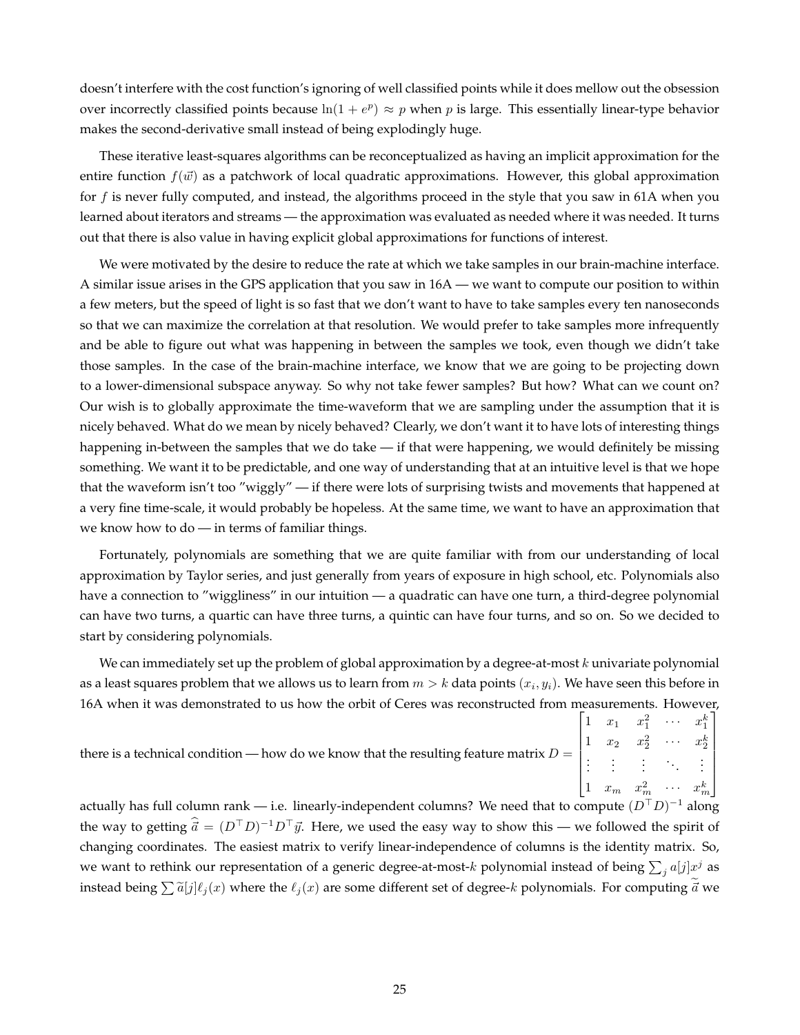doesn't interfere with the cost function's ignoring of well classified points while it does mellow out the obsession over incorrectly classified points because $\ln(1 + e^p) \approx p$ when $p$ is large. This essentially linear-type behavior makes the second-derivative small instead of being explodingly huge.

These iterative least-squares algorithms can be reconceptualized as having an implicit approximation for the entire function $f(\vec{w})$ as a patchwork of local quadratic approximations. However, this global approximation for $f$ is never fully computed, and instead, the algorithms proceed in the style that you saw in 61A when you learned about iterators and streams — the approximation was evaluated as needed where it was needed. It turns out that there is also value in having explicit global approximations for functions of interest.

We were motivated by the desire to reduce the rate at which we take samples in our brain-machine interface. A similar issue arises in the GPS application that you saw in 16A — we want to compute our position to within a few meters, but the speed of light is so fast that we don't want to have to take samples every ten nanoseconds so that we can maximize the correlation at that resolution. We would prefer to take samples more infrequently and be able to figure out what was happening in between the samples we took, even though we didn't take those samples. In the case of the brain-machine interface, we know that we are going to be projecting down to a lower-dimensional subspace anyway. So why not take fewer samples? But how? What can we count on? Our wish is to globally approximate the time-waveform that we are sampling under the assumption that it is nicely behaved. What do we mean by nicely behaved? Clearly, we don't want it to have lots of interesting things happening in-between the samples that we do take — if that were happening, we would definitely be missing something. We want it to be predictable, and one way of understanding that at an intuitive level is that we hope that the waveform isn't too "wiggly" — if there were lots of surprising twists and movements that happened at a very fine time-scale, it would probably be hopeless. At the same time, we want to have an approximation that we know how to do — in terms of familiar things.

Fortunately, polynomials are something that we are quite familiar with from our understanding of local approximation by Taylor series, and just generally from years of exposure in high school, etc. Polynomials also have a connection to "wiggliness" in our intuition — a quadratic can have one turn, a third-degree polynomial can have two turns, a quartic can have three turns, a quintic can have four turns, and so on. So we decided to start by considering polynomials.

We can immediately set up the problem of global approximation by a degree-at-most $k$ univariate polynomial as a least squares problem that we allows us to learn from $m > k$ data points $(x_i, y_i)$. We have seen this before in 16A when it was demonstrated to us how the orbit of Ceres was reconstructed from measurements. However, there is a technical condition — how do we know that the resulting feature matrix $D = \begin{bmatrix} 1 & x_1 & x_1^2 & \cdots & x_1^k \\ 1 & x_2 & x_2^2 & \cdots & x_2^k \\ \vdots & \vdots & \vdots & \ddots & \vdots \\ 1 & x_m & x_m^2 & \cdots & x_m^k \end{bmatrix}$ actually has full column rank — i.e. linearly-independent columns? We need that to compute $(D^\top D)^{-1}$ along the way to getting $\widehat{\vec{a}} = (D^\top D)^{-1} D^\top \vec{y}$. Here, we used the easy way to show this — we followed the spirit of changing coordinates. The easiest matrix to verify linear-independence of columns is the identity matrix. So, we want to rethink our representation of a generic degree-at-most-$k$ polynomial instead of being $\sum_j a[j]x^j$ as instead being $\sum \widetilde{a}[j]\ell_j(x)$ where the $\ell_j(x)$ are some different set of degree-$k$ polynomials. For computing $\widetilde{\vec{a}}$ we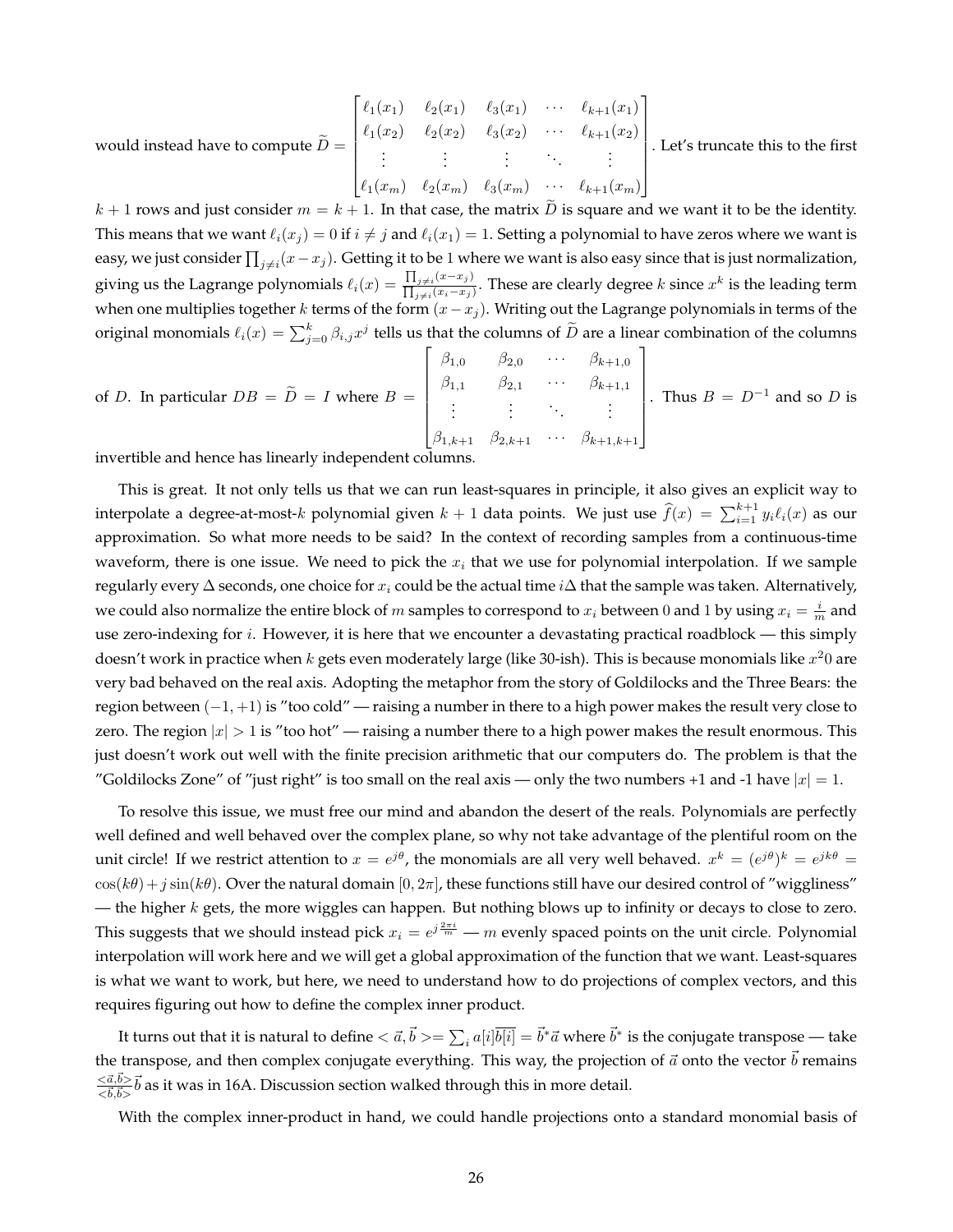would instead have to compute $\widetilde{D} = \begin{bmatrix} \ell_1(x_1) & \ell_2(x_1) & \ell_3(x_1) & \cdots & \ell_{k+1}(x_1) \\ \ell_1(x_2) & \ell_2(x_2) & \ell_3(x_2) & \cdots & \ell_{k+1}(x_2) \\ \vdots & \vdots & \vdots & \ddots & \vdots \\ \ell_1(x_m) & \ell_2(x_m) & \ell_3(x_m) & \cdots & \ell_{k+1}(x_m) \end{bmatrix}$. Let's truncate this to the first $k+1$ rows and just consider $m = k+1$. In that case, the matrix $\widetilde{D}$ is square and we want it to be the identity. This means that we want $\ell_i(x_j) = 0$ if $i \neq j$ and $\ell_i(x_1) = 1$. Setting a polynomial to have zeros where we want is easy, we just consider $\prod_{j \neq i}(x - x_j)$. Getting it to be 1 where we want is also easy since that is just normalization, giving us the Lagrange polynomials $\ell_i(x) = \frac{\prod_{j \neq i}(x - x_j)}{\prod_{j \neq i}(x_i - x_j)}$. These are clearly degree $k$ since $x^k$ is the leading term when one multiplies together $k$ terms of the form $(x - x_j)$. Writing out the Lagrange polynomials in terms of the original monomials $\ell_i(x) = \sum_{j=0}^{k} \beta_{i,j} x^j$ tells us that the columns of $\widetilde{D}$ are a linear combination of the columns of $D$. In particular $DB = \widetilde{D} = I$ where $B = \begin{bmatrix} \beta_{1,0} & \beta_{2,0} & \cdots & \beta_{k+1,0} \\ \beta_{1,1} & \beta_{2,1} & \cdots & \beta_{k+1,1} \\ \vdots & \vdots & \ddots & \vdots \\ \beta_{1,k+1} & \beta_{2,k+1} & \cdots & \beta_{k+1,k+1} \end{bmatrix}$. Thus $B = D^{-1}$ and so $D$ is invertible and hence has linearly independent columns.

This is great. It not only tells us that we can run least-squares in principle, it also gives an explicit way to interpolate a degree-at-most-$k$ polynomial given $k+1$ data points. We just use $\widehat{f}(x) = \sum_{i=1}^{k+1} y_i \ell_i(x)$ as our approximation. So what more needs to be said? In the context of recording samples from a continuous-time waveform, there is one issue. We need to pick the $x_i$ that we use for polynomial interpolation. If we sample regularly every $\Delta$ seconds, one choice for $x_i$ could be the actual time $i\Delta$ that the sample was taken. Alternatively, we could also normalize the entire block of $m$ samples to correspond to $x_i$ between 0 and 1 by using $x_i = \frac{i}{m}$ and use zero-indexing for $i$. However, it is here that we encounter a devastating practical roadblock — this simply doesn't work in practice when $k$ gets even moderately large (like 30-ish). This is because monomials like $x^20$ are very bad behaved on the real axis. Adopting the metaphor from the story of Goldilocks and the Three Bears: the region between $(-1, +1)$ is "too cold" — raising a number in there to a high power makes the result very close to zero. The region $|x| > 1$ is "too hot" — raising a number there to a high power makes the result enormous. This just doesn't work out well with the finite precision arithmetic that our computers do. The problem is that the "Goldilocks Zone" of "just right" is too small on the real axis — only the two numbers +1 and -1 have $|x| = 1$.

To resolve this issue, we must free our mind and abandon the desert of the reals. Polynomials are perfectly well defined and well behaved over the complex plane, so why not take advantage of the plentiful room on the unit circle! If we restrict attention to $x = e^{j\theta}$, the monomials are all very well behaved. $x^k = (e^{j\theta})^k = e^{jk\theta} = \cos(k\theta) + j\sin(k\theta)$. Over the natural domain $[0, 2\pi]$, these functions still have our desired control of "wiggliness" — the higher $k$ gets, the more wiggles can happen. But nothing blows up to infinity or decays to close to zero. This suggests that we should instead pick $x_i = e^{j\frac{2\pi i}{m}}$ — $m$ evenly spaced points on the unit circle. Polynomial interpolation will work here and we will get a global approximation of the function that we want. Least-squares is what we want to work, but here, we need to understand how to do projections of complex vectors, and this requires figuring out how to define the complex inner product.

It turns out that it is natural to define $<\vec{a}, \vec{b}> = \sum_i a[i]\overline{b[i]} = \vec{b}^*\vec{a}$ where $\vec{b}^*$ is the conjugate transpose — take the transpose, and then complex conjugate everything. This way, the projection of $\vec{a}$ onto the vector $\vec{b}$ remains $\frac{<\vec{a},\vec{b}>}{<\vec{b},\vec{b}>}\vec{b}$ as it was in 16A. Discussion section walked through this in more detail.

With the complex inner-product in hand, we could handle projections onto a standard monomial basis of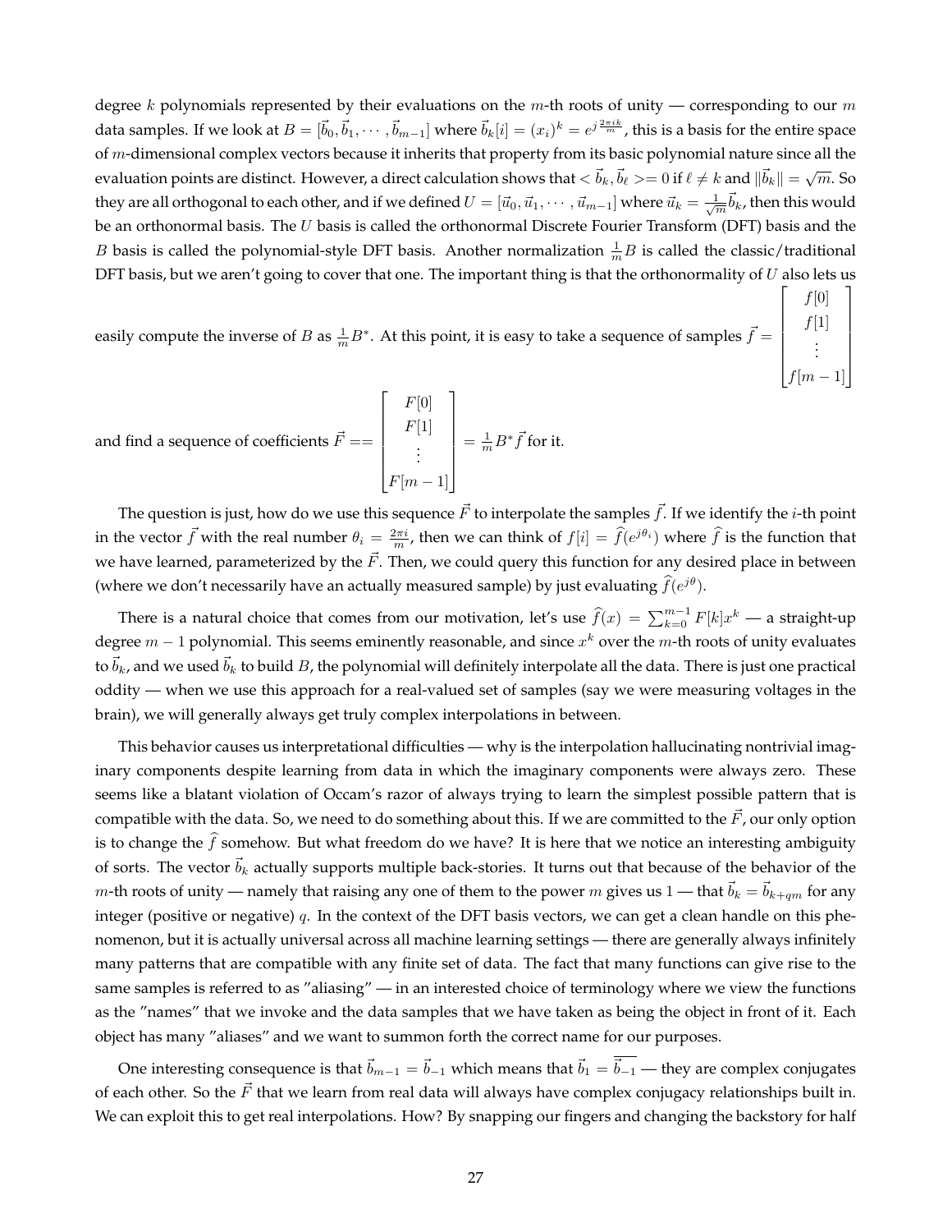degree $k$ polynomials represented by their evaluations on the $m$-th roots of unity — corresponding to our $m$ data samples. If we look at $B = [\vec{b}_0, \vec{b}_1, \cdots, \vec{b}_{m-1}]$ where $\vec{b}_k[i] = (x_i)^k = e^{j\frac{2\pi ik}{m}}$, this is a basis for the entire space of $m$-dimensional complex vectors because it inherits that property from its basic polynomial nature since all the evaluation points are distinct. However, a direct calculation shows that $<\vec{b}_k, \vec{b}_\ell>= 0$ if $\ell \neq k$ and $\|\vec{b}_k\| = \sqrt{m}$. So they are all orthogonal to each other, and if we defined $U = [\vec{u}_0, \vec{u}_1, \cdots, \vec{u}_{m-1}]$ where $\vec{u}_k = \frac{1}{\sqrt{m}}\vec{b}_k$, then this would be an orthonormal basis. The $U$ basis is called the orthonormal Discrete Fourier Transform (DFT) basis and the $B$ basis is called the polynomial-style DFT basis. Another normalization $\frac{1}{m}B$ is called the classic/traditional DFT basis, but we aren't going to cover that one. The important thing is that the orthonormality of $U$ also lets us easily compute the inverse of $B$ as $\frac{1}{m}B^*$. At this point, it is easy to take a sequence of samples $\vec{f} = \begin{bmatrix} f[0] \\ f[1] \\ \vdots \\ f[m-1] \end{bmatrix}$ and find a sequence of coefficients $\vec{F} == \begin{bmatrix} F[0] \\ F[1] \\ \vdots \\ F[m-1] \end{bmatrix} = \frac{1}{m}B^*\vec{f}$ for it.

The question is just, how do we use this sequence $\vec{F}$ to interpolate the samples $\vec{f}$. If we identify the $i$-th point in the vector $\vec{f}$ with the real number $\theta_i = \frac{2\pi i}{m}$, then we can think of $f[i] = \widehat{f}(e^{j\theta_i})$ where $\widehat{f}$ is the function that we have learned, parameterized by the $\vec{F}$. Then, we could query this function for any desired place in between (where we don't necessarily have an actually measured sample) by just evaluating $\widehat{f}(e^{j\theta})$.

There is a natural choice that comes from our motivation, let's use $\widehat{f}(x) = \sum_{k=0}^{m-1} F[k]x^k$ — a straight-up degree $m-1$ polynomial. This seems eminently reasonable, and since $x^k$ over the $m$-th roots of unity evaluates to $\vec{b}_k$, and we used $\vec{b}_k$ to build $B$, the polynomial will definitely interpolate all the data. There is just one practical oddity — when we use this approach for a real-valued set of samples (say we were measuring voltages in the brain), we will generally always get truly complex interpolations in between.

This behavior causes us interpretational difficulties — why is the interpolation hallucinating nontrivial imaginary components despite learning from data in which the imaginary components were always zero. These seems like a blatant violation of Occam's razor of always trying to learn the simplest possible pattern that is compatible with the data. So, we need to do something about this. If we are committed to the $\vec{F}$, our only option is to change the $\widehat{f}$ somehow. But what freedom do we have? It is here that we notice an interesting ambiguity of sorts. The vector $\vec{b}_k$ actually supports multiple back-stories. It turns out that because of the behavior of the $m$-th roots of unity — namely that raising any one of them to the power $m$ gives us 1 — that $\vec{b}_k = \vec{b}_{k+qm}$ for any integer (positive or negative) $q$. In the context of the DFT basis vectors, we can get a clean handle on this phenomenon, but it is actually universal across all machine learning settings — there are generally always infinitely many patterns that are compatible with any finite set of data. The fact that many functions can give rise to the same samples is referred to as "aliasing" — in an interested choice of terminology where we view the functions as the "names" that we invoke and the data samples that we have taken as being the object in front of it. Each object has many "aliases" and we want to summon forth the correct name for our purposes.

One interesting consequence is that $\vec{b}_{m-1} = \vec{b}_{-1}$ which means that $\vec{b}_1 = \overline{\vec{b}_{-1}}$ — they are complex conjugates of each other. So the $\vec{F}$ that we learn from real data will always have complex conjugacy relationships built in. We can exploit this to get real interpolations. How? By snapping our fingers and changing the backstory for half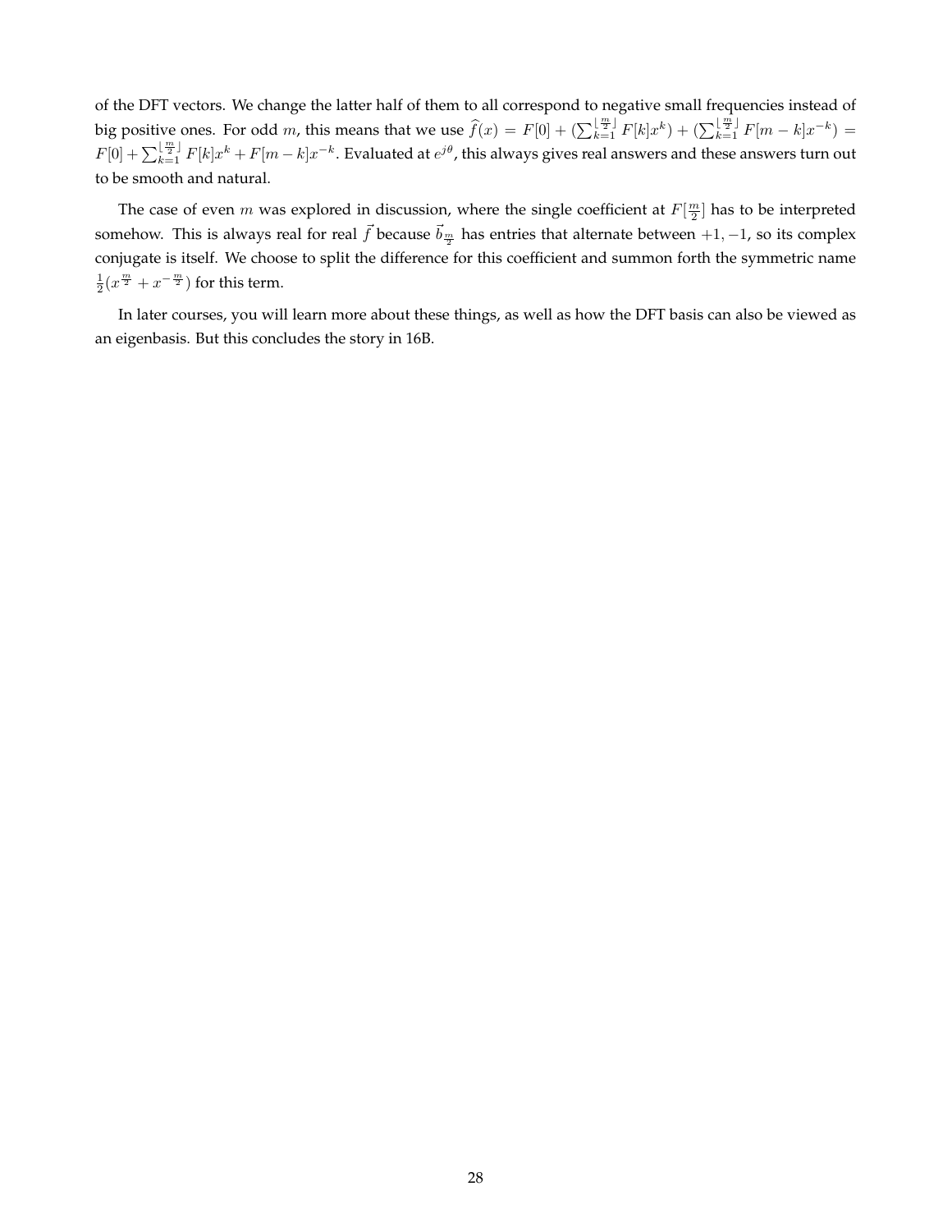of the DFT vectors. We change the latter half of them to all correspond to negative small frequencies instead of big positive ones. For odd $m$, this means that we use $\widehat{f}(x) = F[0] + (\sum_{k=1}^{\lfloor \frac{m}{2} \rfloor} F[k]x^k) + (\sum_{k=1}^{\lfloor \frac{m}{2} \rfloor} F[m-k]x^{-k}) = F[0] + \sum_{k=1}^{\lfloor \frac{m}{2} \rfloor} F[k]x^k + F[m-k]x^{-k}$. Evaluated at $e^{j\theta}$, this always gives real answers and these answers turn out to be smooth and natural.

The case of even $m$ was explored in discussion, where the single coefficient at $F[\frac{m}{2}]$ has to be interpreted somehow. This is always real for real $\vec{f}$ because $\vec{b}_{\frac{m}{2}}$ has entries that alternate between $+1, -1$, so its complex conjugate is itself. We choose to split the difference for this coefficient and summon forth the symmetric name $\frac{1}{2}(x^{\frac{m}{2}} + x^{-\frac{m}{2}})$ for this term.

In later courses, you will learn more about these things, as well as how the DFT basis can also be viewed as an eigenbasis. But this concludes the story in 16B.